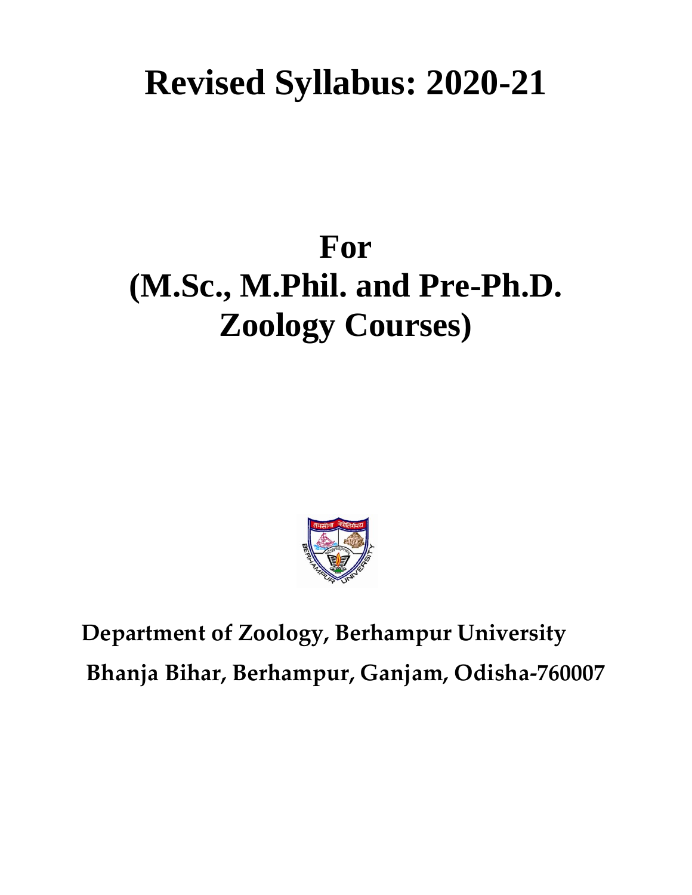# Revised Syllabus: 2020-21

# For
# (M.Sc., M.Phil. and Pre-Ph.D. Zoology Courses)

**Department of Zoology, Berhampur University**

**Bhanja Bihar, Berhampur, Ganjam, Odisha-760007**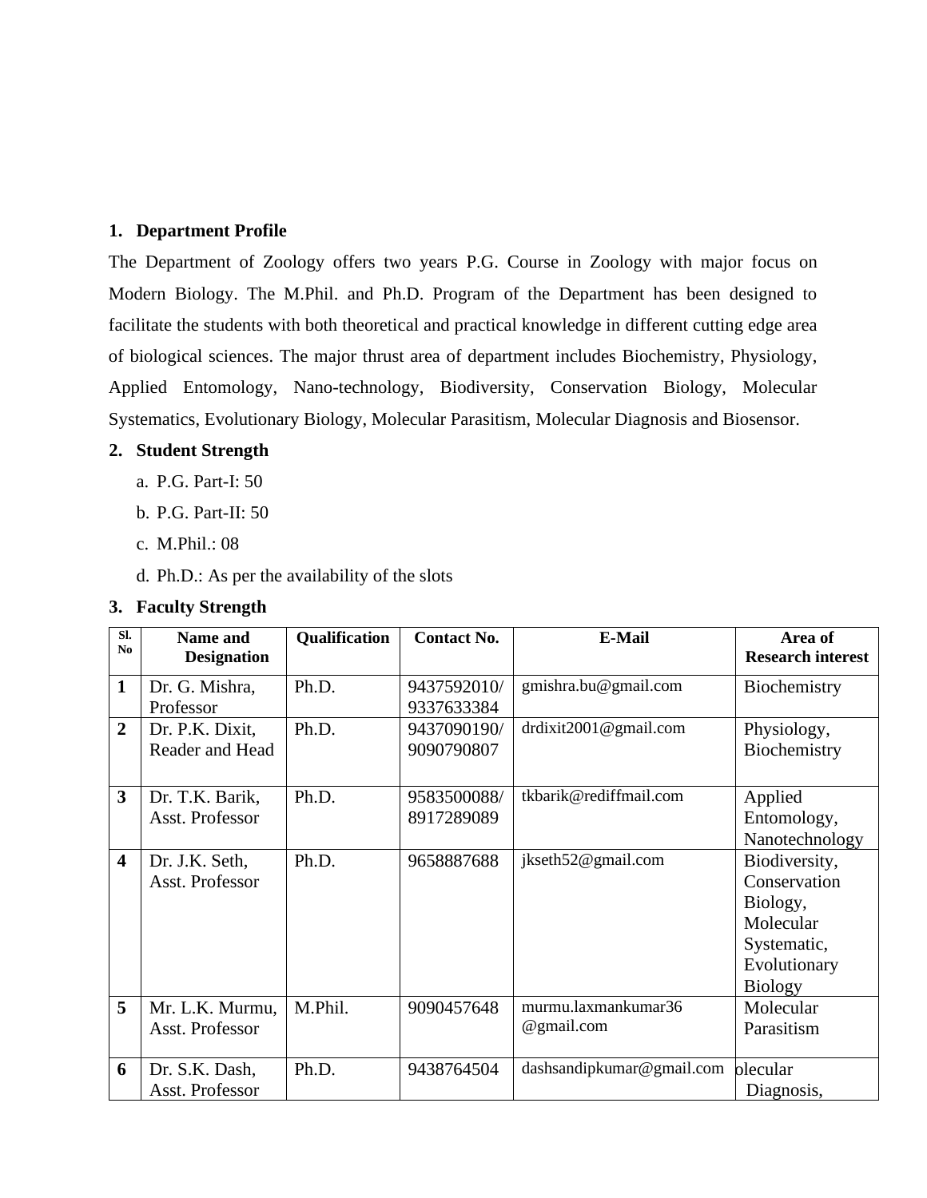1. **Department Profile**

The Department of Zoology offers two years P.G. Course in Zoology with major focus on Modern Biology. The M.Phil. and Ph.D. Program of the Department has been designed to facilitate the students with both theoretical and practical knowledge in different cutting edge area of biological sciences. The major thrust area of department includes Biochemistry, Physiology, Applied Entomology, Nano-technology, Biodiversity, Conservation Biology, Molecular Systematics, Evolutionary Biology, Molecular Parasitism, Molecular Diagnosis and Biosensor.

2. **Student Strength**
   a. P.G. Part-I: 50
   b. P.G. Part-II: 50
   c. M.Phil.: 08
   d. Ph.D.: As per the availability of the slots

3. **Faculty Strength**

| Sl. No | Name and Designation | Qualification | Contact No. | E-Mail | Area of Research interest |
|---|---|---|---|---|---|
| 1 | Dr. G. Mishra, Professor | Ph.D. | 9437592010/ 9337633384 | gmishra.bu@gmail.com | Biochemistry |
| 2 | Dr. P.K. Dixit, Reader and Head | Ph.D. | 9437090190/ 9090790807 | drdixit2001@gmail.com | Physiology, Biochemistry |
| 3 | Dr. T.K. Barik, Asst. Professor | Ph.D. | 9583500088/ 8917289089 | tkbarik@rediffmail.com | Applied Entomology, Nanotechnology |
| 4 | Dr. J.K. Seth, Asst. Professor | Ph.D. | 9658887688 | jkseth52@gmail.com | Biodiversity, Conservation Biology, Molecular Systematic, Evolutionary Biology |
| 5 | Mr. L.K. Murmu, Asst. Professor | M.Phil. | 9090457648 | murmu.laxmankumar36 @gmail.com | Molecular Parasitism |
| 6 | Dr. S.K. Dash, Asst. Professor | Ph.D. | 9438764504 | dashsandipkumar@gmail.com | olecular Diagnosis, |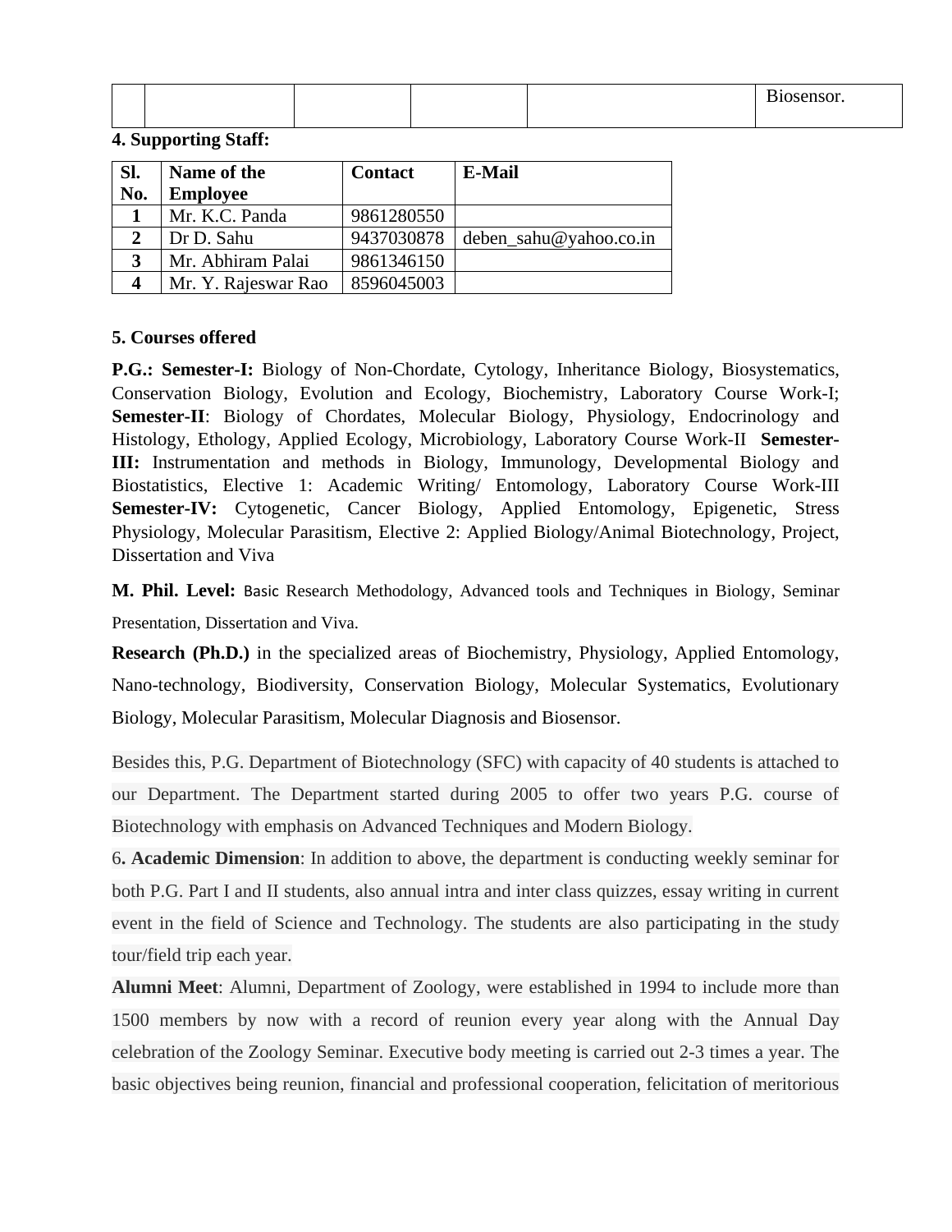| | | | | | Biosensor. |
|---|---|---|---|---|---|

**4. Supporting Staff:**

| Sl. No. | Name of the Employee | Contact | E-Mail |
|---|---|---|---|
| 1 | Mr. K.C. Panda | 9861280550 | |
| 2 | Dr D. Sahu | 9437030878 | deben_sahu@yahoo.co.in |
| 3 | Mr. Abhiram Palai | 9861346150 | |
| 4 | Mr. Y. Rajeswar Rao | 8596045003 | |

**5. Courses offered**

**P.G.: Semester-I:** Biology of Non-Chordate, Cytology, Inheritance Biology, Biosystematics, Conservation Biology, Evolution and Ecology, Biochemistry, Laboratory Course Work-I; **Semester-II**: Biology of Chordates, Molecular Biology, Physiology, Endocrinology and Histology, Ethology, Applied Ecology, Microbiology, Laboratory Course Work-II **Semester-III:** Instrumentation and methods in Biology, Immunology, Developmental Biology and Biostatistics, Elective 1: Academic Writing/ Entomology, Laboratory Course Work-III **Semester-IV:** Cytogenetic, Cancer Biology, Applied Entomology, Epigenetic, Stress Physiology, Molecular Parasitism, Elective 2: Applied Biology/Animal Biotechnology, Project, Dissertation and Viva

**M. Phil. Level:** Basic Research Methodology, Advanced tools and Techniques in Biology, Seminar Presentation, Dissertation and Viva.

**Research (Ph.D.)** in the specialized areas of Biochemistry, Physiology, Applied Entomology, Nano-technology, Biodiversity, Conservation Biology, Molecular Systematics, Evolutionary Biology, Molecular Parasitism, Molecular Diagnosis and Biosensor.

Besides this, P.G. Department of Biotechnology (SFC) with capacity of 40 students is attached to our Department. The Department started during 2005 to offer two years P.G. course of Biotechnology with emphasis on Advanced Techniques and Modern Biology.

6**. Academic Dimension**: In addition to above, the department is conducting weekly seminar for both P.G. Part I and II students, also annual intra and inter class quizzes, essay writing in current event in the field of Science and Technology. The students are also participating in the study tour/field trip each year.

**Alumni Meet**: Alumni, Department of Zoology, were established in 1994 to include more than 1500 members by now with a record of reunion every year along with the Annual Day celebration of the Zoology Seminar. Executive body meeting is carried out 2-3 times a year. The basic objectives being reunion, financial and professional cooperation, felicitation of meritorious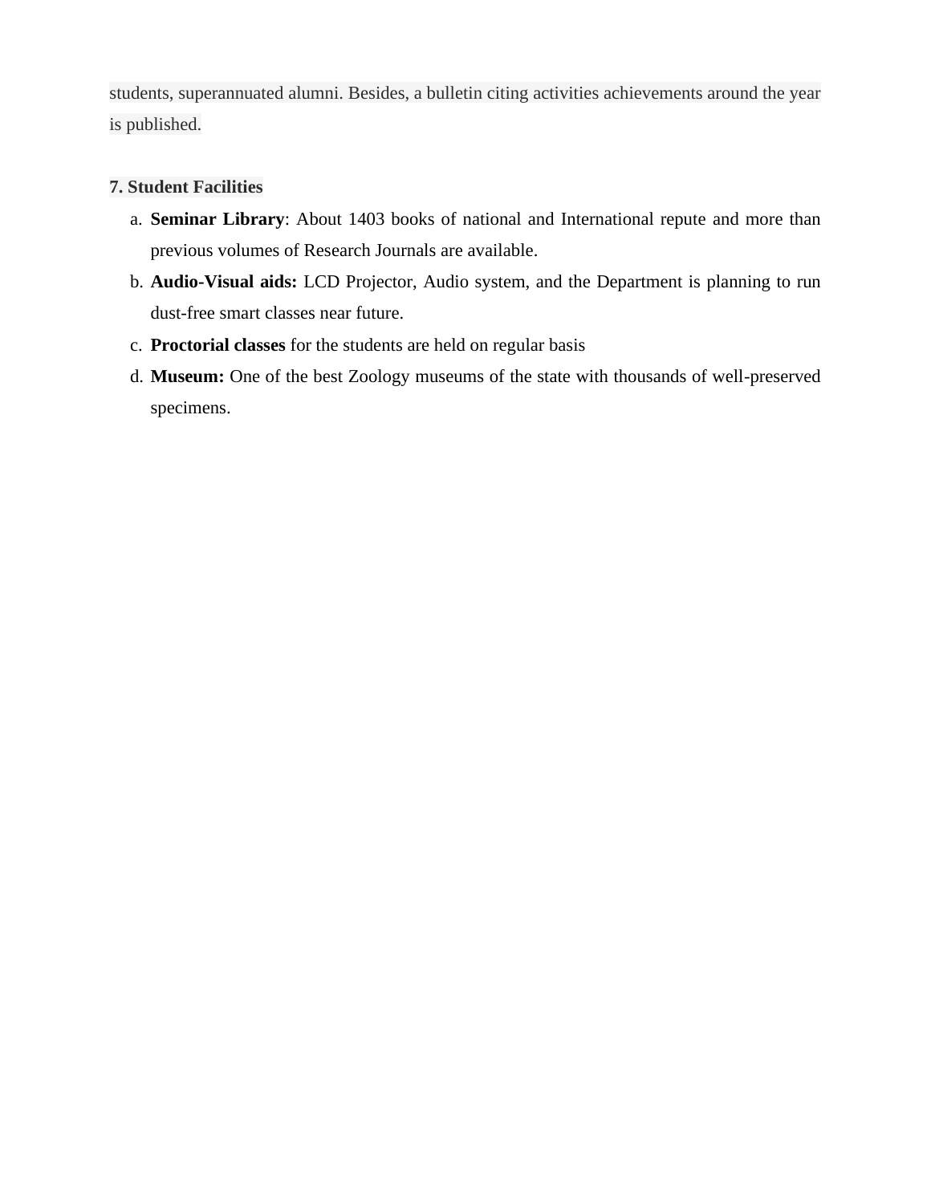students, superannuated alumni. Besides, a bulletin citing activities achievements around the year is published.

**7. Student Facilities**

a. **Seminar Library**: About 1403 books of national and International repute and more than previous volumes of Research Journals are available.
b. **Audio-Visual aids:** LCD Projector, Audio system, and the Department is planning to run dust-free smart classes near future.
c. **Proctorial classes** for the students are held on regular basis
d. **Museum:** One of the best Zoology museums of the state with thousands of well-preserved specimens.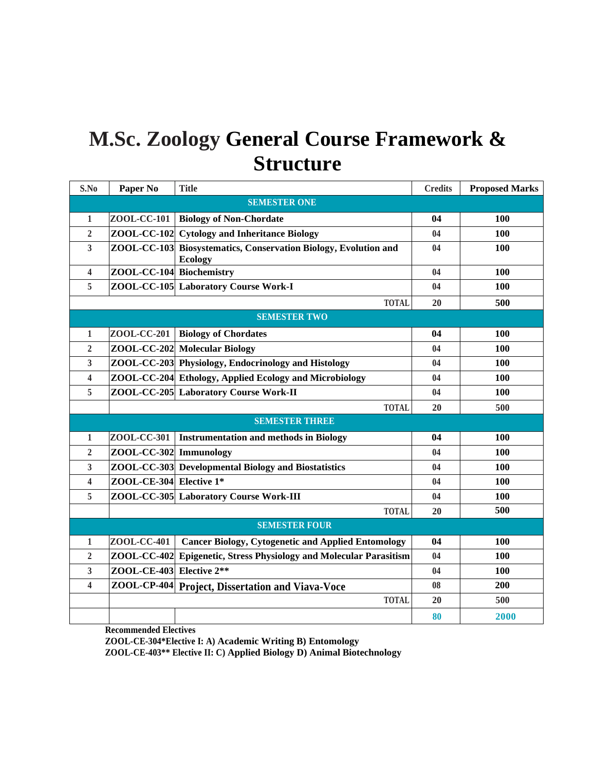# M.Sc. Zoology General Course Framework & Structure

| S.No | Paper No | Title | Credits | Proposed Marks |
|---|---|---|---|---|
| **SEMESTER ONE** | | | | |
| 1 | ZOOL-CC-101 | **Biology of Non-Chordate** | **04** | **100** |
| 2 | ZOOL-CC-102 | **Cytology and Inheritance Biology** | 04 | **100** |
| 3 | ZOOL-CC-103 | **Biosystematics, Conservation Biology, Evolution and Ecology** | 04 | **100** |
| 4 | ZOOL-CC-104 | **Biochemistry** | 04 | **100** |
| 5 | ZOOL-CC-105 | **Laboratory Course Work-I** | 04 | **100** |
| | | TOTAL | 20 | 500 |
| **SEMESTER TWO** | | | | |
| 1 | ZOOL-CC-201 | **Biology of Chordates** | **04** | **100** |
| 2 | ZOOL-CC-202 | **Molecular Biology** | 04 | **100** |
| 3 | ZOOL-CC-203 | **Physiology, Endocrinology and Histology** | 04 | **100** |
| 4 | ZOOL-CC-204 | **Ethology, Applied Ecology and Microbiology** | 04 | **100** |
| 5 | ZOOL-CC-205 | **Laboratory Course Work-II** | 04 | **100** |
| | | TOTAL | 20 | 500 |
| **SEMESTER THREE** | | | | |
| 1 | ZOOL-CC-301 | **Instrumentation and methods in Biology** | **04** | **100** |
| 2 | ZOOL-CC-302 | **Immunology** | 04 | **100** |
| 3 | ZOOL-CC-303 | **Developmental Biology and Biostatistics** | 04 | **100** |
| 4 | ZOOL-CE-304 | **Elective 1*** | 04 | **100** |
| 5 | ZOOL-CC-305 | **Laboratory Course Work-III** | 04 | **100** |
| | | TOTAL | 20 | 500 |
| **SEMESTER FOUR** | | | | |
| 1 | ZOOL-CC-401 | **Cancer Biology, Cytogenetic and Applied Entomology** | **04** | **100** |
| 2 | ZOOL-CC-402 | **Epigenetic, Stress Physiology and Molecular Parasitism** | 04 | **100** |
| 3 | ZOOL-CE-403 | **Elective 2**** | 04 | **100** |
| 4 | ZOOL-CP-404 | **Project, Dissertation and Viava-Voce** | 08 | **200** |
| | | TOTAL | 20 | 500 |
| | | | **80** | **2000** |

**Recommended Electives**

**ZOOL-CE-304*Elective I: A) Academic Writing B) Entomology**

**ZOOL-CE-403** Elective II: C) Applied Biology D) Animal Biotechnology**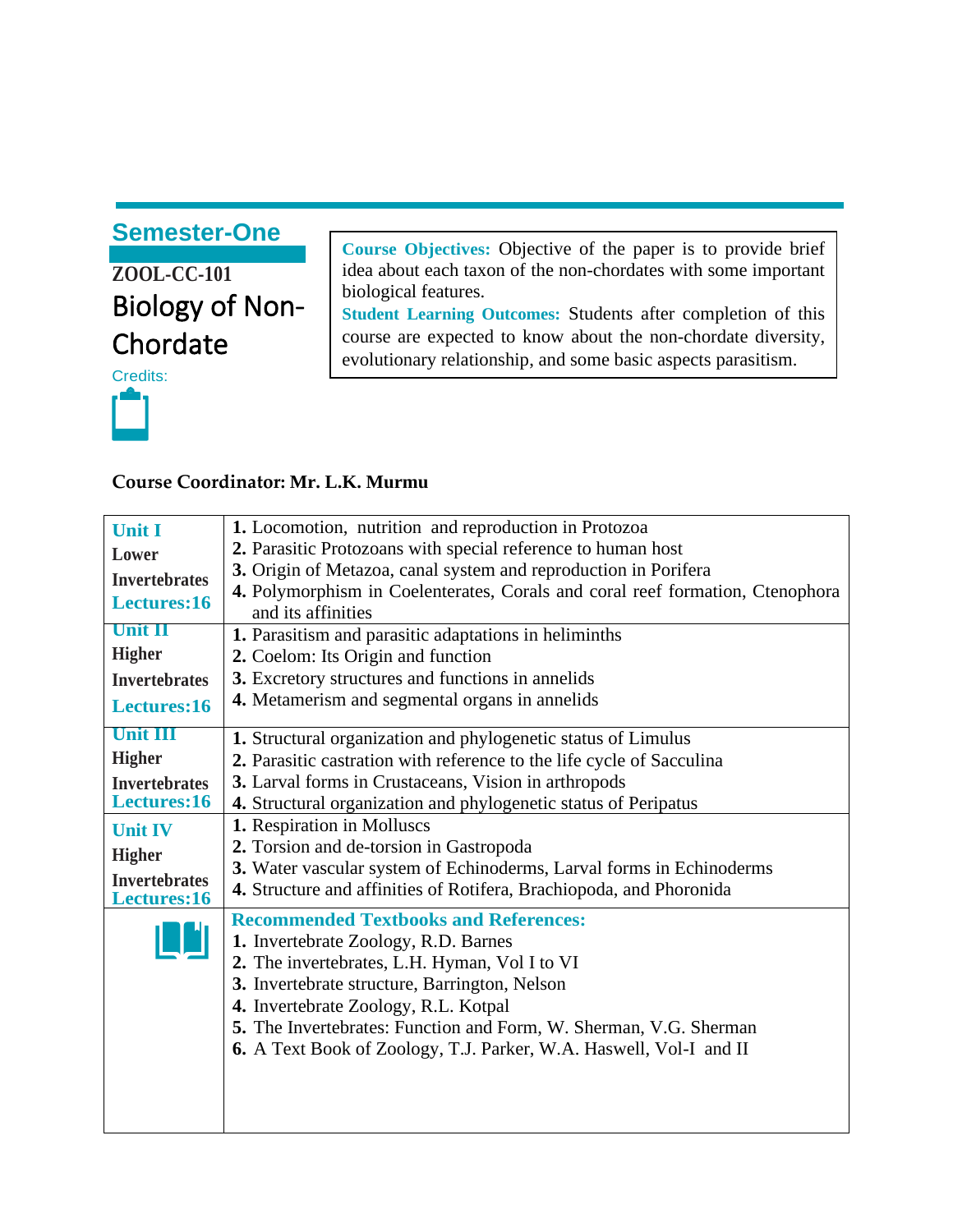## Semester-One

**ZOOL-CC-101**

# Biology of Non-Chordate

Credits:

**Course Objectives:** Objective of the paper is to provide brief idea about each taxon of the non-chordates with some important biological features.

**Student Learning Outcomes:** Students after completion of this course are expected to know about the non-chordate diversity, evolutionary relationship, and some basic aspects parasitism.

**Course Coordinator: Mr. L.K. Murmu**

| Unit | Contents |
|---|---|
| **Unit I**<br>**Lower Invertebrates**<br>**Lectures:16** | **1.** Locomotion, nutrition and reproduction in Protozoa<br>**2.** Parasitic Protozoans with special reference to human host<br>**3.** Origin of Metazoa, canal system and reproduction in Porifera<br>**4.** Polymorphism in Coelenterates, Corals and coral reef formation, Ctenophora and its affinities |
| **Unit II**<br>**Higher Invertebrates**<br>**Lectures:16** | **1.** Parasitism and parasitic adaptations in heliminths<br>**2.** Coelom: Its Origin and function<br>**3.** Excretory structures and functions in annelids<br>**4.** Metamerism and segmental organs in annelids |
| **Unit III**<br>**Higher Invertebrates**<br>**Lectures:16** | **1.** Structural organization and phylogenetic status of Limulus<br>**2.** Parasitic castration with reference to the life cycle of Sacculina<br>**3.** Larval forms in Crustaceans, Vision in arthropods<br>**4.** Structural organization and phylogenetic status of Peripatus |
| **Unit IV**<br>**Higher Invertebrates**<br>**Lectures:16** | **1.** Respiration in Molluscs<br>**2.** Torsion and de-torsion in Gastropoda<br>**3.** Water vascular system of Echinoderms, Larval forms in Echinoderms<br>**4.** Structure and affinities of Rotifera, Brachiopoda, and Phoronida |
| | **Recommended Textbooks and References:**<br>**1.** Invertebrate Zoology, R.D. Barnes<br>**2.** The invertebrates, L.H. Hyman, Vol I to VI<br>**3.** Invertebrate structure, Barrington, Nelson<br>**4.** Invertebrate Zoology, R.L. Kotpal<br>**5.** The Invertebrates: Function and Form, W. Sherman, V.G. Sherman<br>**6.** A Text Book of Zoology, T.J. Parker, W.A. Haswell, Vol-I and II |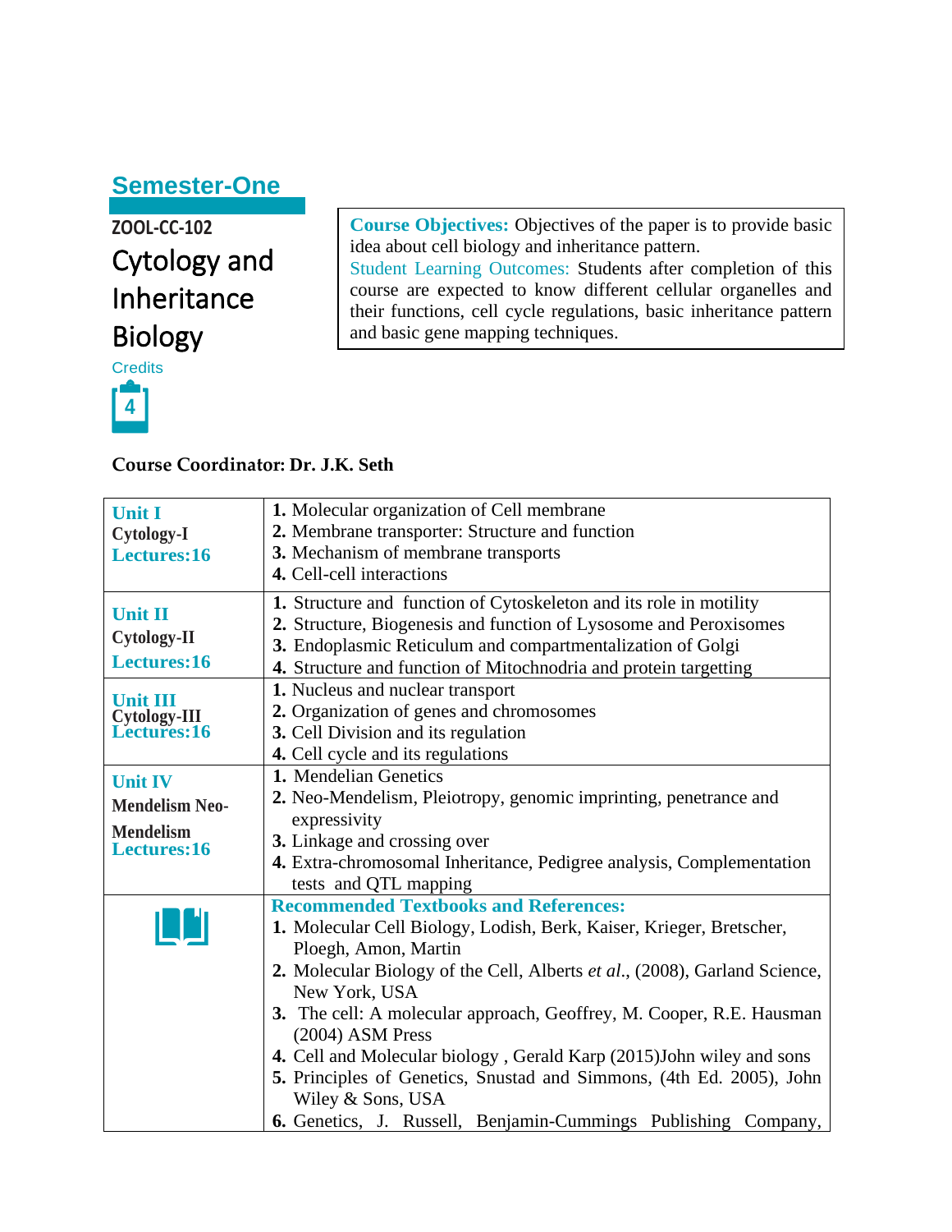## Semester-One

**ZOOL-CC-102**

# Cytology and Inheritance Biology

Credits

4

**Course Objectives:** Objectives of the paper is to provide basic idea about cell biology and inheritance pattern.

Student Learning Outcomes: Students after completion of this course are expected to know different cellular organelles and their functions, cell cycle regulations, basic inheritance pattern and basic gene mapping techniques.

**Course Coordinator: Dr. J.K. Seth**

| | |
|---|---|
| **Unit I**<br>**Cytology-I**<br>**Lectures:16** | **1.** Molecular organization of Cell membrane<br>**2.** Membrane transporter: Structure and function<br>**3.** Mechanism of membrane transports<br>**4.** Cell-cell interactions |
| **Unit II**<br>**Cytology-II**<br>**Lectures:16** | **1.** Structure and function of Cytoskeleton and its role in motility<br>**2.** Structure, Biogenesis and function of Lysosome and Peroxisomes<br>**3.** Endoplasmic Reticulum and compartmentalization of Golgi<br>**4.** Structure and function of Mitochnodria and protein targetting |
| **Unit III**<br>**Cytology-III**<br>**Lectures:16** | **1.** Nucleus and nuclear transport<br>**2.** Organization of genes and chromosomes<br>**3.** Cell Division and its regulation<br>**4.** Cell cycle and its regulations |
| **Unit IV**<br>**Mendelism Neo-Mendelism**<br>**Lectures:16** | **1.** Mendelian Genetics<br>**2.** Neo-Mendelism, Pleiotropy, genomic imprinting, penetrance and expressivity<br>**3.** Linkage and crossing over<br>**4.** Extra-chromosomal Inheritance, Pedigree analysis, Complementation tests and QTL mapping |
| | **Recommended Textbooks and References:**<br>**1.** Molecular Cell Biology, Lodish, Berk, Kaiser, Krieger, Bretscher, Ploegh, Amon, Martin<br>**2.** Molecular Biology of the Cell, Alberts *et al.*, (2008), Garland Science, New York, USA<br>**3.** The cell: A molecular approach, Geoffrey, M. Cooper, R.E. Hausman (2004) ASM Press<br>**4.** Cell and Molecular biology , Gerald Karp (2015)John wiley and sons<br>**5.** Principles of Genetics, Snustad and Simmons, (4th Ed. 2005), John Wiley & Sons, USA<br>**6.** Genetics, J. Russell, Benjamin-Cummings Publishing Company, |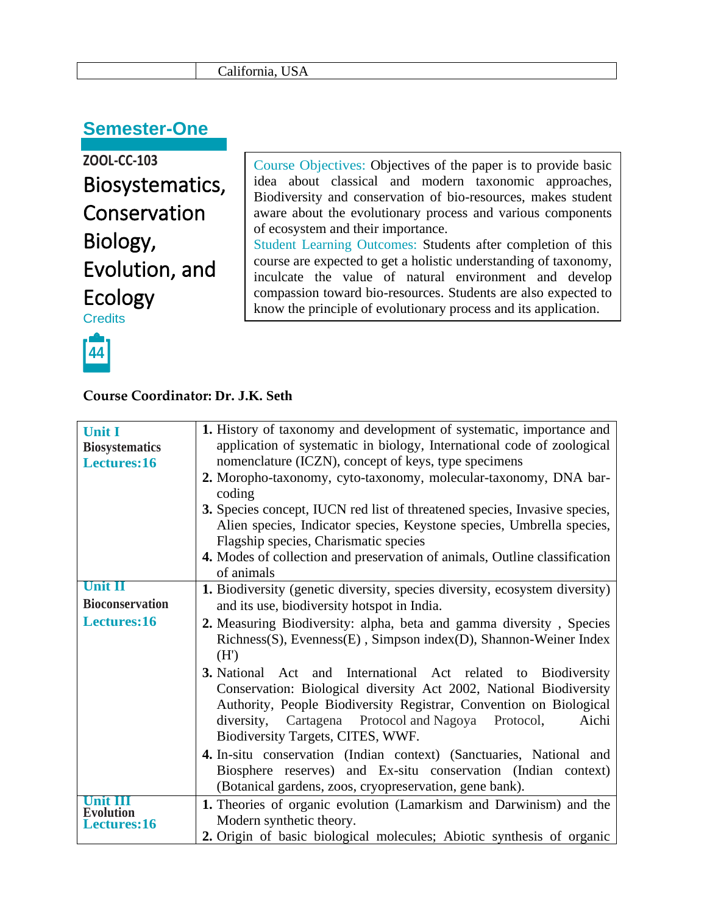| | California, USA |
|---|---|

## Semester-One

**ZOOL-CC-103**

# Biosystematics, Conservation Biology, Evolution, and Ecology

Credits

44

Course Objectives: Objectives of the paper is to provide basic idea about classical and modern taxonomic approaches, Biodiversity and conservation of bio-resources, makes student aware about the evolutionary process and various components of ecosystem and their importance.

Student Learning Outcomes: Students after completion of this course are expected to get a holistic understanding of taxonomy, inculcate the value of natural environment and develop compassion toward bio-resources. Students are also expected to know the principle of evolutionary process and its application.

**Course Coordinator: Dr. J.K. Seth**

| | |
|---|---|
| **Unit I** **Biosystematics** **Lectures:16** | **1.** History of taxonomy and development of systematic, importance and application of systematic in biology, International code of zoological nomenclature (ICZN), concept of keys, type specimens<br>**2.** Moropho-taxonomy, cyto-taxonomy, molecular-taxonomy, DNA bar-coding<br>**3.** Species concept, IUCN red list of threatened species, Invasive species, Alien species, Indicator species, Keystone species, Umbrella species, Flagship species, Charismatic species<br>**4.** Modes of collection and preservation of animals, Outline classification of animals |
| **Unit II** **Bioconservation** **Lectures:16** | **1.** Biodiversity (genetic diversity, species diversity, ecosystem diversity) and its use, biodiversity hotspot in India.<br>**2.** Measuring Biodiversity: alpha, beta and gamma diversity , Species Richness(S), Evenness(E) , Simpson index(D), Shannon-Weiner Index (H')<br>**3.** National Act and International Act related to Biodiversity Conservation: Biological diversity Act 2002, National Biodiversity Authority, People Biodiversity Registrar, Convention on Biological diversity, Cartagena Protocol and Nagoya Protocol, Aichi Biodiversity Targets, CITES, WWF.<br>**4.** In-situ conservation (Indian context) (Sanctuaries, National and Biosphere reserves) and Ex-situ conservation (Indian context) (Botanical gardens, zoos, cryopreservation, gene bank). |
| **Unit III** **Evolution** **Lectures:16** | **1.** Theories of organic evolution (Lamarkism and Darwinism) and the Modern synthetic theory.<br>**2.** Origin of basic biological molecules; Abiotic synthesis of organic |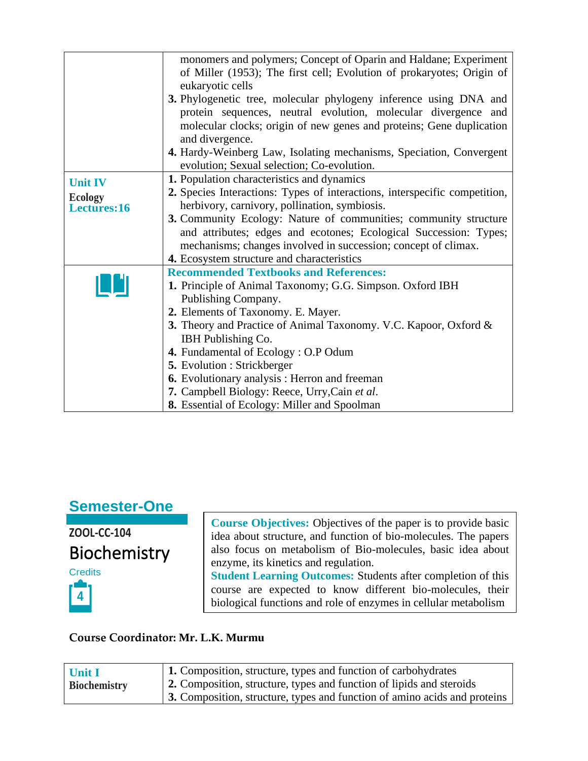| | |
|---|---|
| | monomers and polymers; Concept of Oparin and Haldane; Experiment of Miller (1953); The first cell; Evolution of prokaryotes; Origin of eukaryotic cells<br>**3.** Phylogenetic tree, molecular phylogeny inference using DNA and protein sequences, neutral evolution, molecular divergence and molecular clocks; origin of new genes and proteins; Gene duplication and divergence.<br>**4.** Hardy-Weinberg Law, Isolating mechanisms, Speciation, Convergent evolution; Sexual selection; Co-evolution. |
| **Unit IV**<br>**Ecology**<br>**Lectures:16** | **1.** Population characteristics and dynamics<br>**2.** Species Interactions: Types of interactions, interspecific competition, herbivory, carnivory, pollination, symbiosis.<br>**3.** Community Ecology: Nature of communities; community structure and attributes; edges and ecotones; Ecological Succession: Types; mechanisms; changes involved in succession; concept of climax.<br>**4.** Ecosystem structure and characteristics |
| | **Recommended Textbooks and References:**<br>**1.** Principle of Animal Taxonomy; G.G. Simpson. Oxford IBH Publishing Company.<br>**2.** Elements of Taxonomy. E. Mayer.<br>**3.** Theory and Practice of Animal Taxonomy. V.C. Kapoor, Oxford & IBH Publishing Co.<br>**4.** Fundamental of Ecology : O.P Odum<br>**5.** Evolution : Strickberger<br>**6.** Evolutionary analysis : Herron and freeman<br>**7.** Campbell Biology: Reece, Urry,Cain *et al*.<br>**8.** Essential of Ecology: Miller and Spoolman |

## Semester-One

**ZOOL-CC-104**

# Biochemistry

Credits: 4

**Course Objectives:** Objectives of the paper is to provide basic idea about structure, and function of bio-molecules. The papers also focus on metabolism of Bio-molecules, basic idea about enzyme, its kinetics and regulation.

**Student Learning Outcomes:** Students after completion of this course are expected to know different bio-molecules, their biological functions and role of enzymes in cellular metabolism

**Course Coordinator: Mr. L.K. Murmu**

| | |
|---|---|
| **Unit I**<br>**Biochemistry** | **1.** Composition, structure, types and function of carbohydrates<br>**2.** Composition, structure, types and function of lipids and steroids<br>**3.** Composition, structure, types and function of amino acids and proteins |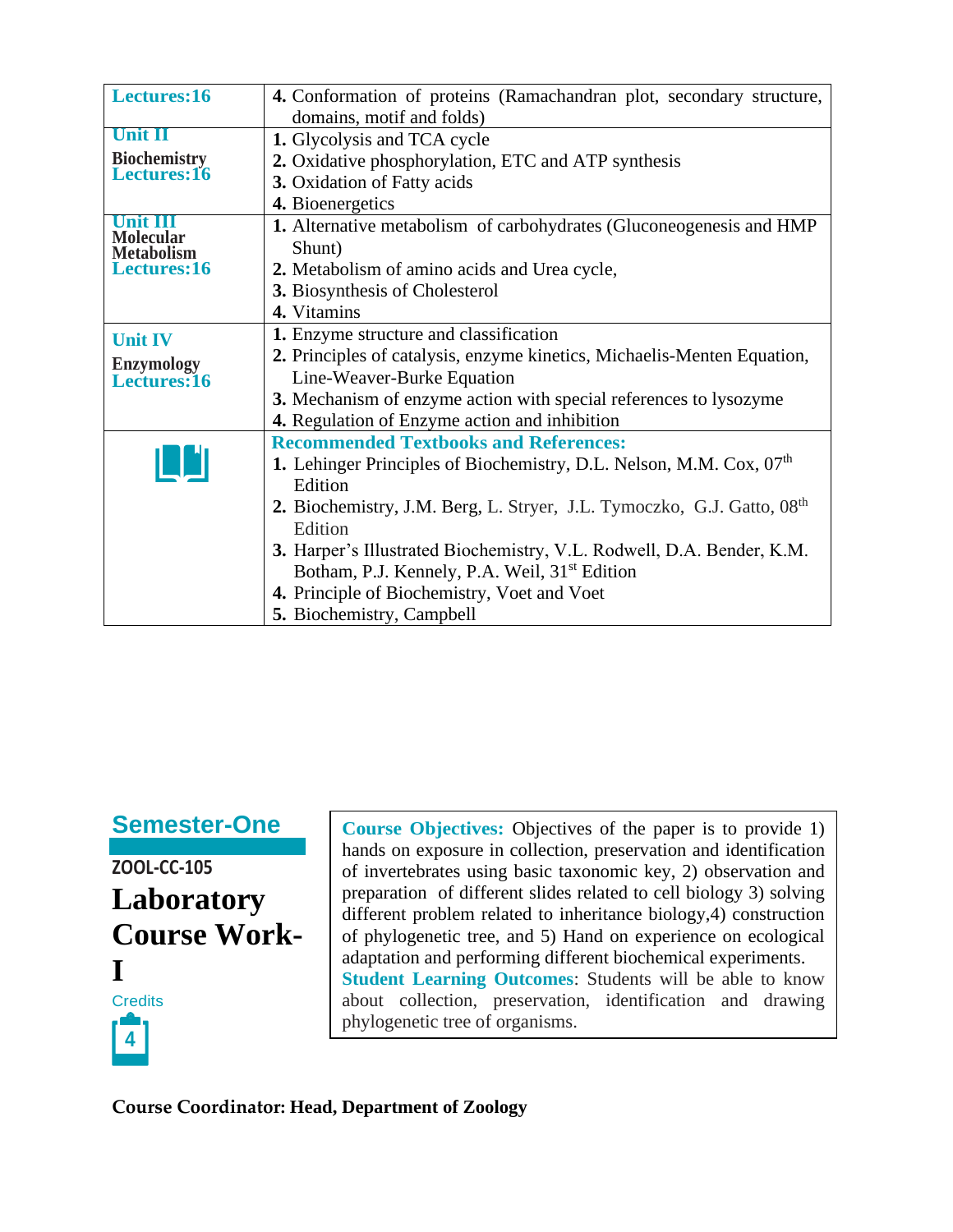| Lectures:16 | 4. Conformation of proteins (Ramachandran plot, secondary structure, domains, motif and folds) |
|---|---|
| **Unit II**<br>**Biochemistry**<br>**Lectures:16** | **1.** Glycolysis and TCA cycle<br>**2.** Oxidative phosphorylation, ETC and ATP synthesis<br>**3.** Oxidation of Fatty acids<br>**4.** Bioenergetics |
| **Unit III**<br>**Molecular Metabolism**<br>**Lectures:16** | **1.** Alternative metabolism of carbohydrates (Gluconeogenesis and HMP Shunt)<br>**2.** Metabolism of amino acids and Urea cycle,<br>**3.** Biosynthesis of Cholesterol<br>**4.** Vitamins |
| **Unit IV**<br>**Enzymology**<br>**Lectures:16** | **1.** Enzyme structure and classification<br>**2.** Principles of catalysis, enzyme kinetics, Michaelis-Menten Equation, Line-Weaver-Burke Equation<br>**3.** Mechanism of enzyme action with special references to lysozyme<br>**4.** Regulation of Enzyme action and inhibition |
| | **Recommended Textbooks and References:**<br>**1.** Lehinger Principles of Biochemistry, D.L. Nelson, M.M. Cox, 07th Edition<br>**2.** Biochemistry, J.M. Berg, L. Stryer, J.L. Tymoczko, G.J. Gatto, 08th Edition<br>**3.** Harper's Illustrated Biochemistry, V.L. Rodwell, D.A. Bender, K.M. Botham, P.J. Kennely, P.A. Weil, 31st Edition<br>**4.** Principle of Biochemistry, Voet and Voet<br>**5.** Biochemistry, Campbell |

## Semester-One

**ZOOL-CC-105**

# Laboratory Course Work-I

Credits

4

**Course Objectives:** Objectives of the paper is to provide 1) hands on exposure in collection, preservation and identification of invertebrates using basic taxonomic key, 2) observation and preparation of different slides related to cell biology 3) solving different problem related to inheritance biology,4) construction of phylogenetic tree, and 5) Hand on experience on ecological adaptation and performing different biochemical experiments.

**Student Learning Outcomes**: Students will be able to know about collection, preservation, identification and drawing phylogenetic tree of organisms.

**Course Coordinator: Head, Department of Zoology**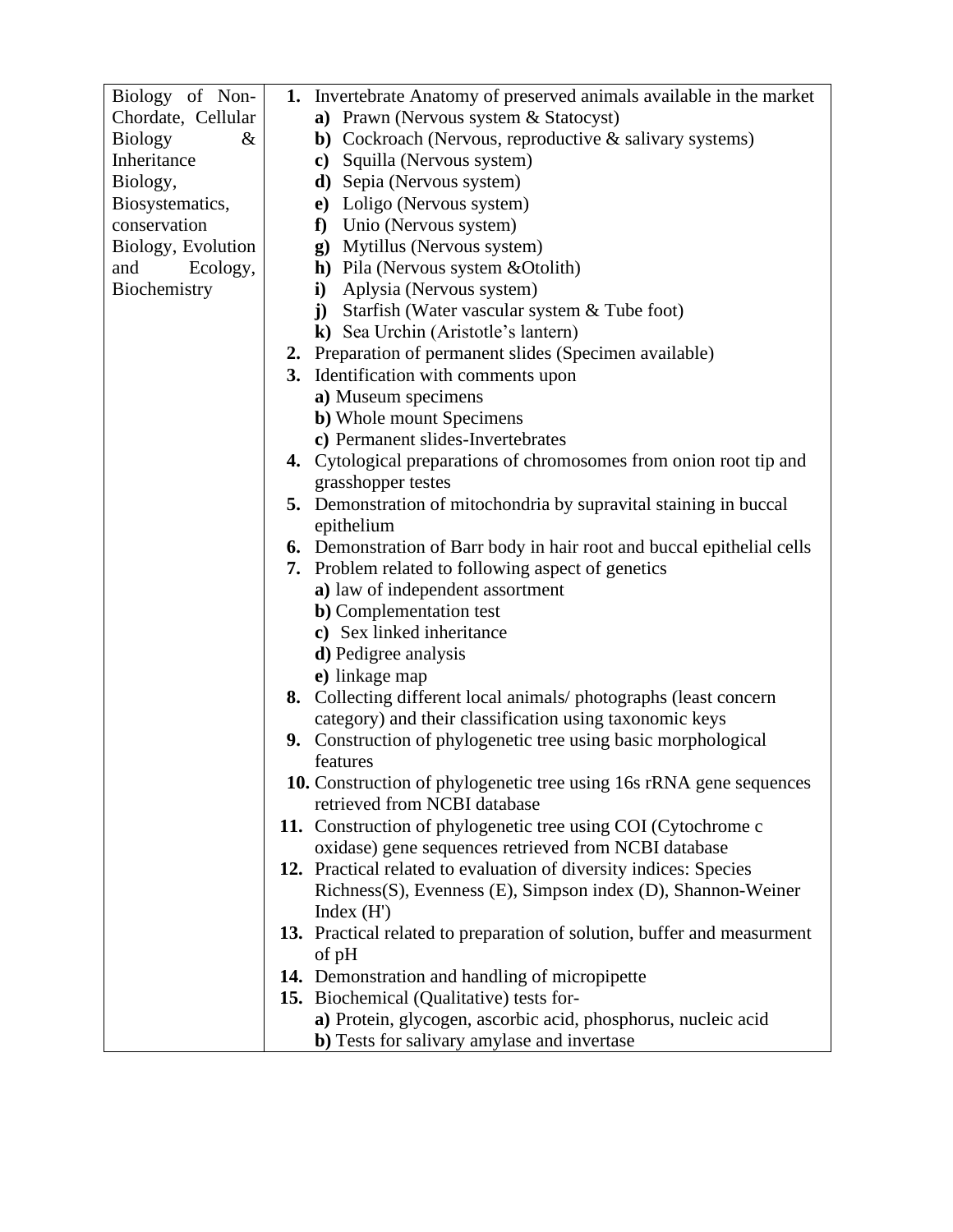| Biology of Non-Chordate, Cellular Biology & Inheritance Biology, Biosystematics, conservation Biology, Evolution and Ecology, Biochemistry | **1.** Invertebrate Anatomy of preserved animals available in the market<br>**a)** Prawn (Nervous system & Statocyst)<br>**b)** Cockroach (Nervous, reproductive & salivary systems)<br>**c)** Squilla (Nervous system)<br>**d)** Sepia (Nervous system)<br>**e)** Loligo (Nervous system)<br>**f)** Unio (Nervous system)<br>**g)** Mytillus (Nervous system)<br>**h)** Pila (Nervous system &Otolith)<br>**i)** Aplysia (Nervous system)<br>**j)** Starfish (Water vascular system & Tube foot)<br>**k)** Sea Urchin (Aristotle's lantern)<br>**2.** Preparation of permanent slides (Specimen available)<br>**3.** Identification with comments upon<br>**a)** Museum specimens<br>**b)** Whole mount Specimens<br>**c)** Permanent slides-Invertebrates<br>**4.** Cytological preparations of chromosomes from onion root tip and grasshopper testes<br>**5.** Demonstration of mitochondria by supravital staining in buccal epithelium<br>**6.** Demonstration of Barr body in hair root and buccal epithelial cells<br>**7.** Problem related to following aspect of genetics<br>**a)** law of independent assortment<br>**b)** Complementation test<br>**c)** Sex linked inheritance<br>**d)** Pedigree analysis<br>**e)** linkage map<br>**8.** Collecting different local animals/ photographs (least concern category) and their classification using taxonomic keys<br>**9.** Construction of phylogenetic tree using basic morphological features<br>**10.** Construction of phylogenetic tree using 16s rRNA gene sequences retrieved from NCBI database<br>**11.** Construction of phylogenetic tree using COI (Cytochrome c oxidase) gene sequences retrieved from NCBI database<br>**12.** Practical related to evaluation of diversity indices: Species Richness(S), Evenness (E), Simpson index (D), Shannon-Weiner Index (H')<br>**13.** Practical related to preparation of solution, buffer and measurment of pH<br>**14.** Demonstration and handling of micropipette<br>**15.** Biochemical (Qualitative) tests for-<br>**a)** Protein, glycogen, ascorbic acid, phosphorus, nucleic acid<br>**b)** Tests for salivary amylase and invertase |
|---|---|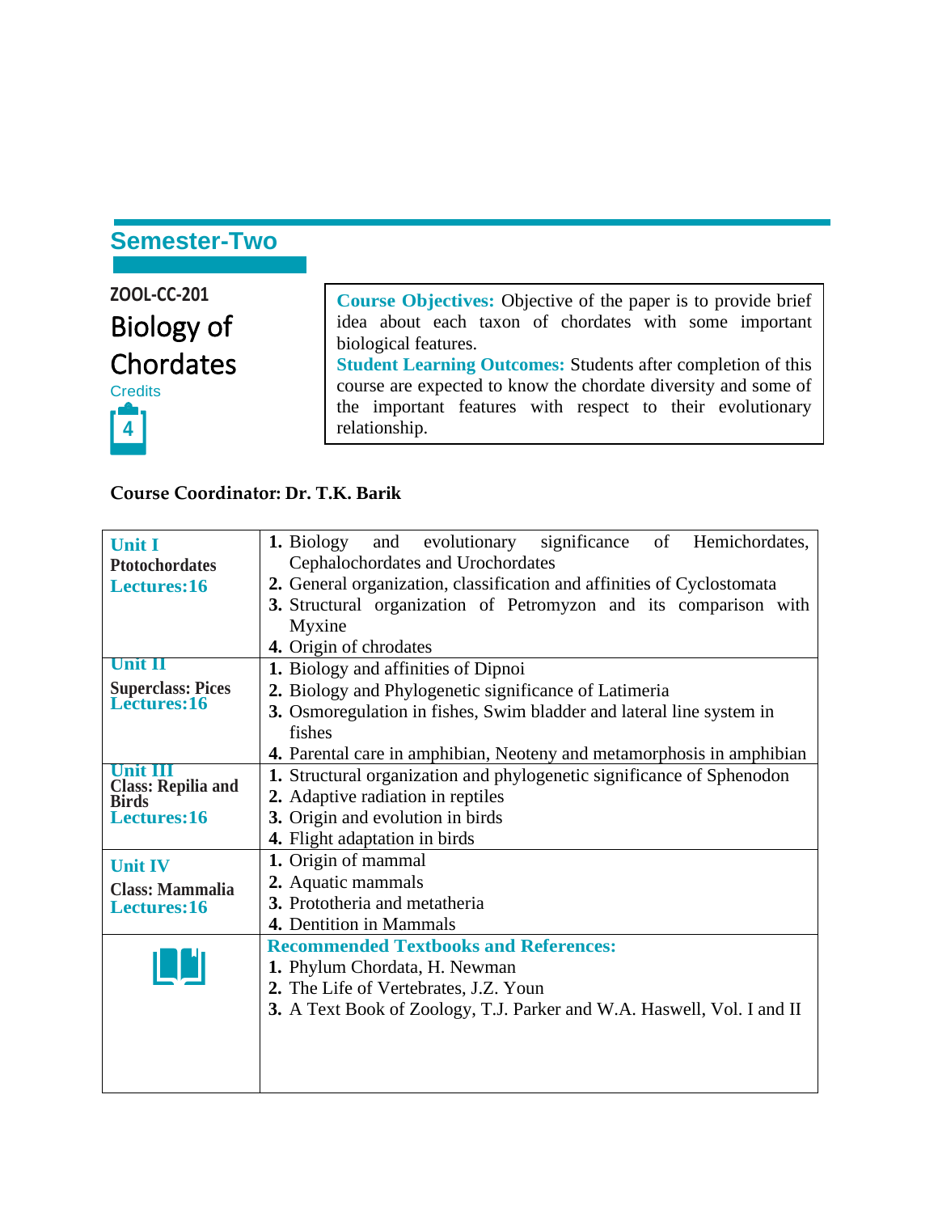## Semester-Two

**ZOOL-CC-201**

# Biology of Chordates

Credits

4

**Course Objectives:** Objective of the paper is to provide brief idea about each taxon of chordates with some important biological features.

**Student Learning Outcomes:** Students after completion of this course are expected to know the chordate diversity and some of the important features with respect to their evolutionary relationship.

**Course Coordinator: Dr. T.K. Barik**

| Unit | Content |
|---|---|
| **Unit I**<br>**Ptotochordates**<br>**Lectures:16** | **1.** Biology and evolutionary significance of Hemichordates, Cephalochordates and Urochordates<br>**2.** General organization, classification and affinities of Cyclostomata<br>**3.** Structural organization of Petromyzon and its comparison with Myxine<br>**4.** Origin of chrodates |
| **Unit II**<br>**Superclass: Pices**<br>**Lectures:16** | **1.** Biology and affinities of Dipnoi<br>**2.** Biology and Phylogenetic significance of Latimeria<br>**3.** Osmoregulation in fishes, Swim bladder and lateral line system in fishes<br>**4.** Parental care in amphibian, Neoteny and metamorphosis in amphibian |
| **Unit III**<br>**Class: Repilia and Birds**<br>**Lectures:16** | **1.** Structural organization and phylogenetic significance of Sphenodon<br>**2.** Adaptive radiation in reptiles<br>**3.** Origin and evolution in birds<br>**4.** Flight adaptation in birds |
| **Unit IV**<br>**Class: Mammalia**<br>**Lectures:16** | **1.** Origin of mammal<br>**2.** Aquatic mammals<br>**3.** Prototheria and metatheria<br>**4.** Dentition in Mammals |
| | **Recommended Textbooks and References:**<br>**1.** Phylum Chordata, H. Newman<br>**2.** The Life of Vertebrates, J.Z. Youn<br>**3.** A Text Book of Zoology, T.J. Parker and W.A. Haswell, Vol. I and II |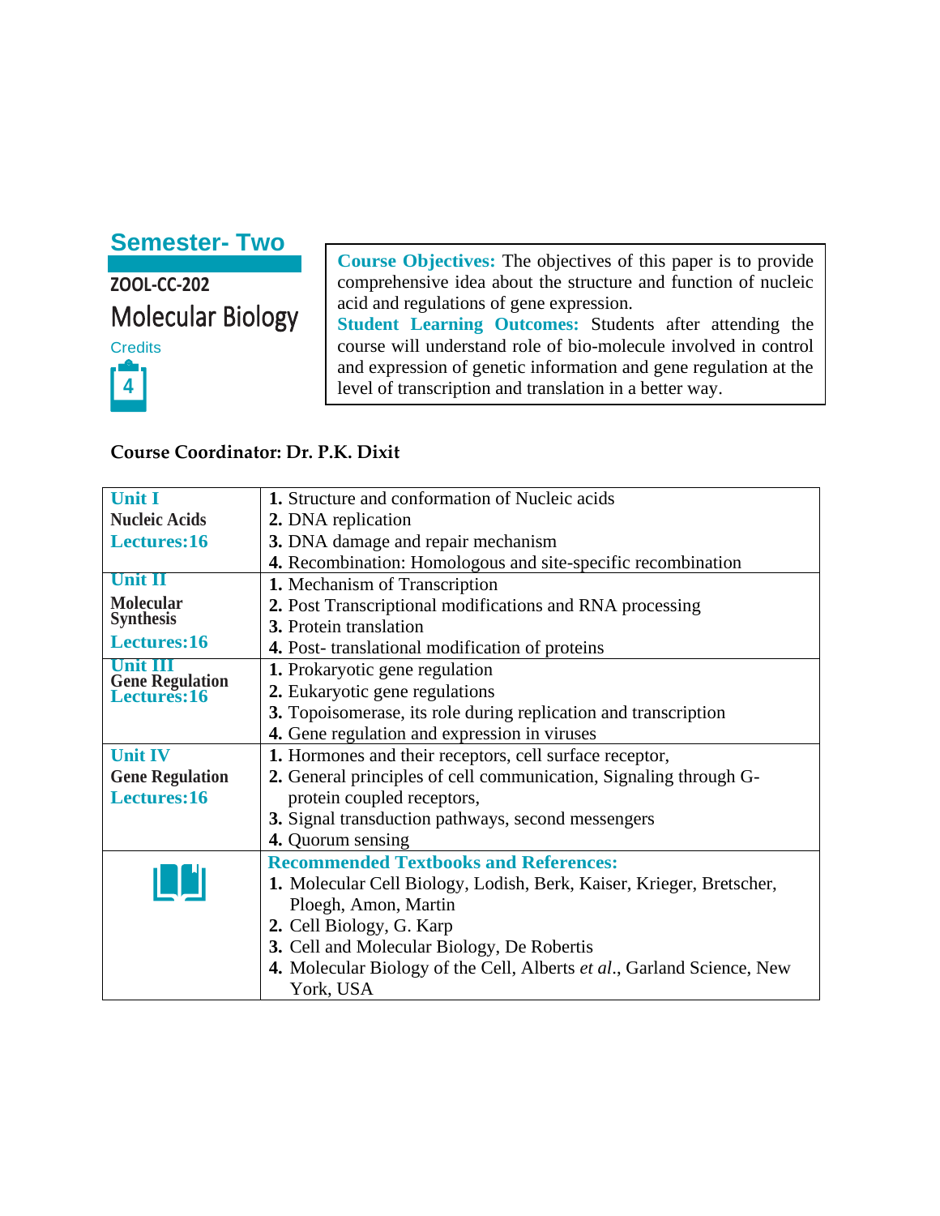## Semester- Two

**ZOOL-CC-202**

# Molecular Biology

Credits

4

**Course Objectives:** The objectives of this paper is to provide comprehensive idea about the structure and function of nucleic acid and regulations of gene expression.

**Student Learning Outcomes:** Students after attending the course will understand role of bio-molecule involved in control and expression of genetic information and gene regulation at the level of transcription and translation in a better way.

**Course Coordinator: Dr. P.K. Dixit**

| Unit | Content |
|---|---|
| **Unit I**<br>**Nucleic Acids**<br>**Lectures:16** | **1.** Structure and conformation of Nucleic acids<br>**2.** DNA replication<br>**3.** DNA damage and repair mechanism<br>**4.** Recombination: Homologous and site-specific recombination |
| **Unit II**<br>**Molecular Synthesis**<br>**Lectures:16** | **1.** Mechanism of Transcription<br>**2.** Post Transcriptional modifications and RNA processing<br>**3.** Protein translation<br>**4.** Post- translational modification of proteins |
| **Unit III**<br>**Gene Regulation**<br>**Lectures:16** | **1.** Prokaryotic gene regulation<br>**2.** Eukaryotic gene regulations<br>**3.** Topoisomerase, its role during replication and transcription<br>**4.** Gene regulation and expression in viruses |
| **Unit IV**<br>**Gene Regulation**<br>**Lectures:16** | **1.** Hormones and their receptors, cell surface receptor,<br>**2.** General principles of cell communication, Signaling through G-protein coupled receptors,<br>**3.** Signal transduction pathways, second messengers<br>**4.** Quorum sensing |
| | **Recommended Textbooks and References:**<br>**1.** Molecular Cell Biology, Lodish, Berk, Kaiser, Krieger, Bretscher, Ploegh, Amon, Martin<br>**2.** Cell Biology, G. Karp<br>**3.** Cell and Molecular Biology, De Robertis<br>**4.** Molecular Biology of the Cell, Alberts *et al*., Garland Science, New York, USA |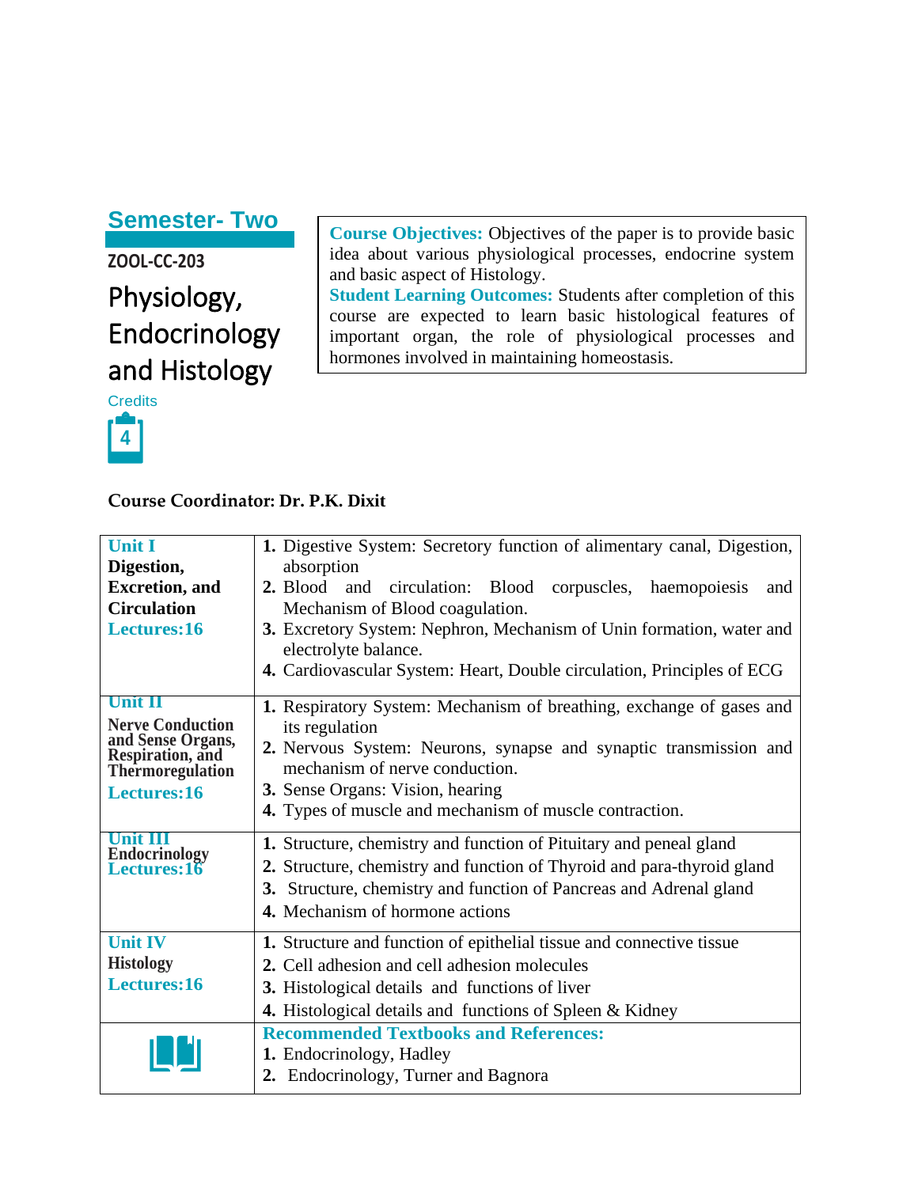## Semester- Two

**ZOOL-CC-203**

# Physiology, Endocrinology and Histology

Credits

**4**

**Course Objectives:** Objectives of the paper is to provide basic idea about various physiological processes, endocrine system and basic aspect of Histology.

**Student Learning Outcomes:** Students after completion of this course are expected to learn basic histological features of important organ, the role of physiological processes and hormones involved in maintaining homeostasis.

**Course Coordinator: Dr. P.K. Dixit**

| Unit | Content |
|---|---|
| **Unit I**<br>**Digestion, Excretion, and Circulation**<br>**Lectures:16** | **1.** Digestive System: Secretory function of alimentary canal, Digestion, absorption<br>**2.** Blood and circulation: Blood corpuscles, haemopoiesis and Mechanism of Blood coagulation.<br>**3.** Excretory System: Nephron, Mechanism of Unin formation, water and electrolyte balance.<br>**4.** Cardiovascular System: Heart, Double circulation, Principles of ECG |
| **Unit II**<br>**Nerve Conduction and Sense Organs, Respiration, and Thermoregulation**<br>**Lectures:16** | **1.** Respiratory System: Mechanism of breathing, exchange of gases and its regulation<br>**2.** Nervous System: Neurons, synapse and synaptic transmission and mechanism of nerve conduction.<br>**3.** Sense Organs: Vision, hearing<br>**4.** Types of muscle and mechanism of muscle contraction. |
| **Unit III**<br>**Endocrinology**<br>**Lectures:16** | **1.** Structure, chemistry and function of Pituitary and peneal gland<br>**2.** Structure, chemistry and function of Thyroid and para-thyroid gland<br>**3.** Structure, chemistry and function of Pancreas and Adrenal gland<br>**4.** Mechanism of hormone actions |
| **Unit IV**<br>**Histology**<br>**Lectures:16** | **1.** Structure and function of epithelial tissue and connective tissue<br>**2.** Cell adhesion and cell adhesion molecules<br>**3.** Histological details and functions of liver<br>**4.** Histological details and functions of Spleen & Kidney |
| | **Recommended Textbooks and References:**<br>**1.** Endocrinology, Hadley<br>**2.** Endocrinology, Turner and Bagnora |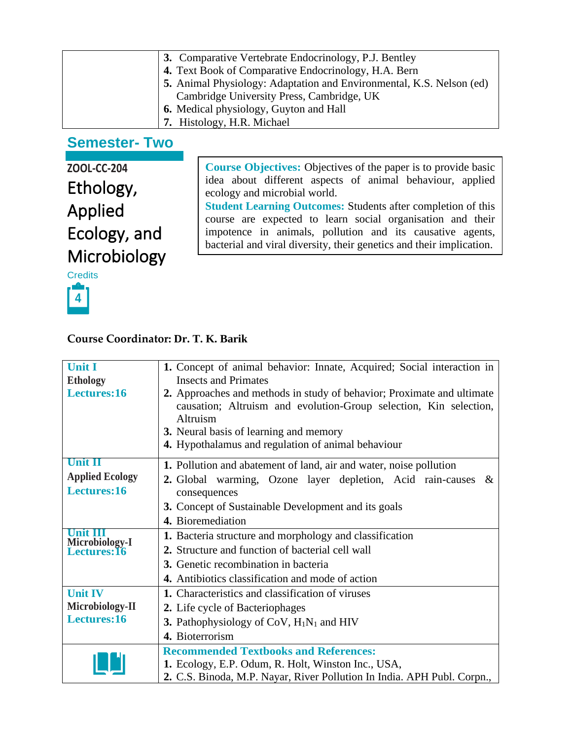| | |
|---|---|
| | **3.** Comparative Vertebrate Endocrinology, P.J. Bentley<br>**4.** Text Book of Comparative Endocrinology, H.A. Bern<br>**5.** Animal Physiology: Adaptation and Environmental, K.S. Nelson (ed) Cambridge University Press, Cambridge, UK<br>**6.** Medical physiology, Guyton and Hall<br>**7.** Histology, H.R. Michael |

## Semester- Two

**ZOOL-CC-204**

# Ethology, Applied Ecology, and Microbiology

Credits

4

**Course Objectives:** Objectives of the paper is to provide basic idea about different aspects of animal behaviour, applied ecology and microbial world.

**Student Learning Outcomes:** Students after completion of this course are expected to learn social organisation and their impotence in animals, pollution and its causative agents, bacterial and viral diversity, their genetics and their implication.

**Course Coordinator: Dr. T. K. Barik**

| | |
|---|---|
| **Unit I**<br>**Ethology**<br>**Lectures:16** | **1.** Concept of animal behavior: Innate, Acquired; Social interaction in Insects and Primates<br>**2.** Approaches and methods in study of behavior; Proximate and ultimate causation; Altruism and evolution-Group selection, Kin selection, Altruism<br>**3.** Neural basis of learning and memory<br>**4.** Hypothalamus and regulation of animal behaviour |
| **Unit II**<br>**Applied Ecology**<br>**Lectures:16** | **1.** Pollution and abatement of land, air and water, noise pollution<br>**2.** Global warming, Ozone layer depletion, Acid rain-causes & consequences<br>**3.** Concept of Sustainable Development and its goals<br>**4.** Bioremediation |
| **Unit III**<br>**Microbiology-I**<br>**Lectures:16** | **1.** Bacteria structure and morphology and classification<br>**2.** Structure and function of bacterial cell wall<br>**3.** Genetic recombination in bacteria<br>**4.** Antibiotics classification and mode of action |
| **Unit IV**<br>**Microbiology-II**<br>**Lectures:16** | **1.** Characteristics and classification of viruses<br>**2.** Life cycle of Bacteriophages<br>**3.** Pathophysiology of CoV, $H_1N_1$ and HIV<br>**4.** Bioterrorism |
| | **Recommended Textbooks and References:**<br>**1.** Ecology, E.P. Odum, R. Holt, Winston Inc., USA,<br>**2.** C.S. Binoda, M.P. Nayar, River Pollution In India. APH Publ. Corpn., |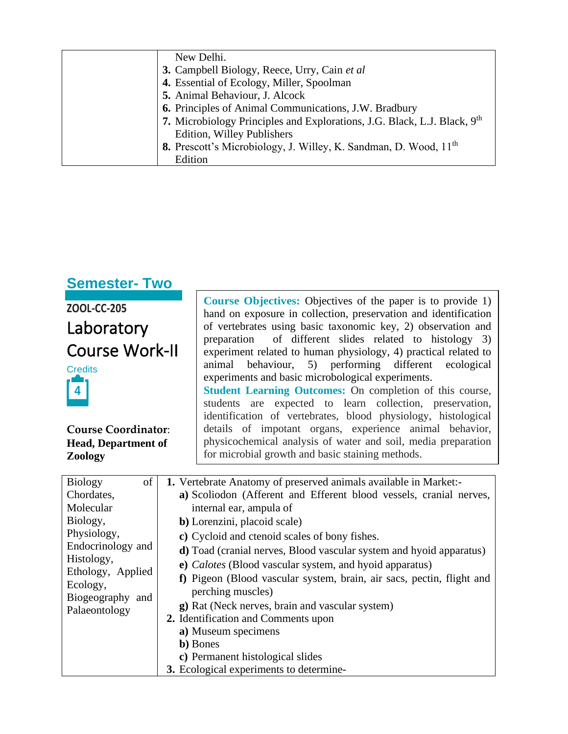| | New Delhi.<br>**3.** Campbell Biology, Reece, Urry, Cain *et al*<br>**4.** Essential of Ecology, Miller, Spoolman<br>**5.** Animal Behaviour, J. Alcock<br>**6.** Principles of Animal Communications, J.W. Bradbury<br>**7.** Microbiology Principles and Explorations, J.G. Black, L.J. Black, 9th Edition, Willey Publishers<br>**8.** Prescott's Microbiology, J. Willey, K. Sandman, D. Wood, 11th Edition |
|---|---|

## Semester- Two

**ZOOL-CC-205**

### Laboratory Course Work-II

Credits

4

**Course Coordinator**: **Head, Department of Zoology**

**Course Objectives:** Objectives of the paper is to provide 1) hand on exposure in collection, preservation and identification of vertebrates using basic taxonomic key, 2) observation and preparation of different slides related to histology 3) experiment related to human physiology, 4) practical related to animal behaviour, 5) performing different ecological experiments and basic microbological experiments.

**Student Learning Outcomes:** On completion of this course, students are expected to learn collection, preservation, identification of vertebrates, blood physiology, histological details of impotant organs, experience animal behavior, physicochemical analysis of water and soil, media preparation for microbial growth and basic staining methods.

| Biology of Chordates, Molecular Biology, Physiology, Endocrinology and Histology, Ethology, Applied Ecology, Biogeography and Palaeontology | **1.** Vertebrate Anatomy of preserved animals available in Market:-<br>**a)** Scoliodon (Afferent and Efferent blood vessels, cranial nerves, internal ear, ampula of<br>**b)** Lorenzini, placoid scale)<br>**c)** Cycloid and ctenoid scales of bony fishes.<br>**d)** Toad (cranial nerves, Blood vascular system and hyoid apparatus)<br>**e)** *Calotes* (Blood vascular system, and hyoid apparatus)<br>**f)** Pigeon (Blood vascular system, brain, air sacs, pectin, flight and perching muscles)<br>**g)** Rat (Neck nerves, brain and vascular system)<br>**2.** Identification and Comments upon<br>**a)** Museum specimens<br>**b)** Bones<br>**c)** Permanent histological slides<br>**3.** Ecological experiments to determine- |
|---|---|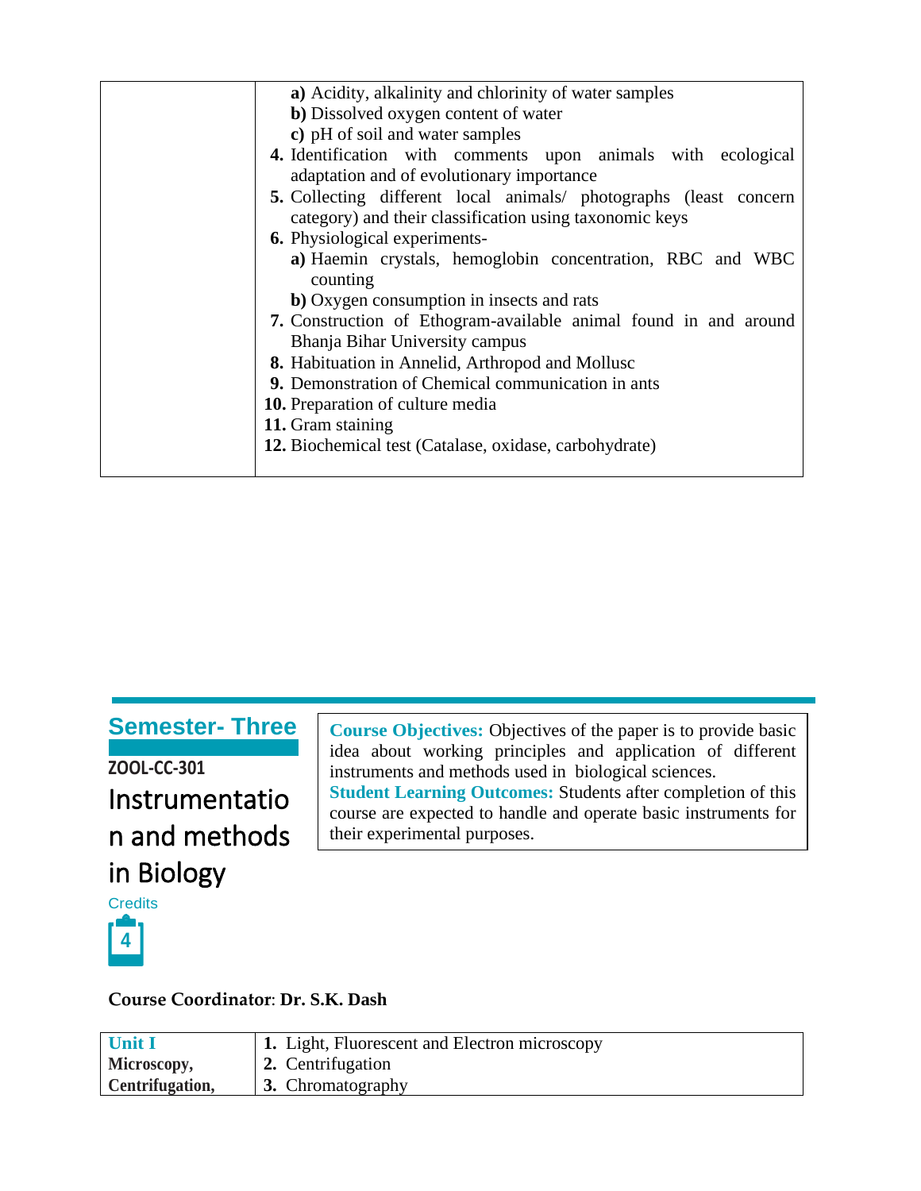| | a) Acidity, alkalinity and chlorinity of water samples<br>b) Dissolved oxygen content of water<br>c) pH of soil and water samples<br>4. Identification with comments upon animals with ecological adaptation and of evolutionary importance<br>5. Collecting different local animals/ photographs (least concern category) and their classification using taxonomic keys<br>6. Physiological experiments-<br>a) Haemin crystals, hemoglobin concentration, RBC and WBC counting<br>b) Oxygen consumption in insects and rats<br>7. Construction of Ethogram-available animal found in and around Bhanja Bihar University campus<br>8. Habituation in Annelid, Arthropod and Mollusc<br>9. Demonstration of Chemical communication in ants<br>10. Preparation of culture media<br>11. Gram staining<br>12. Biochemical test (Catalase, oxidase, carbohydrate) |
|---|---|

## Semester- Three

**ZOOL-CC-301**

# Instrumentation and methods in Biology

Credits

4

**Course Objectives:** Objectives of the paper is to provide basic idea about working principles and application of different instruments and methods used in biological sciences.

**Student Learning Outcomes:** Students after completion of this course are expected to handle and operate basic instruments for their experimental purposes.

**Course Coordinator**: **Dr. S.K. Dash**

| **Unit I**<br>**Microscopy, Centrifugation,** | 1. Light, Fluorescent and Electron microscopy<br>2. Centrifugation<br>3. Chromatography |
|---|---|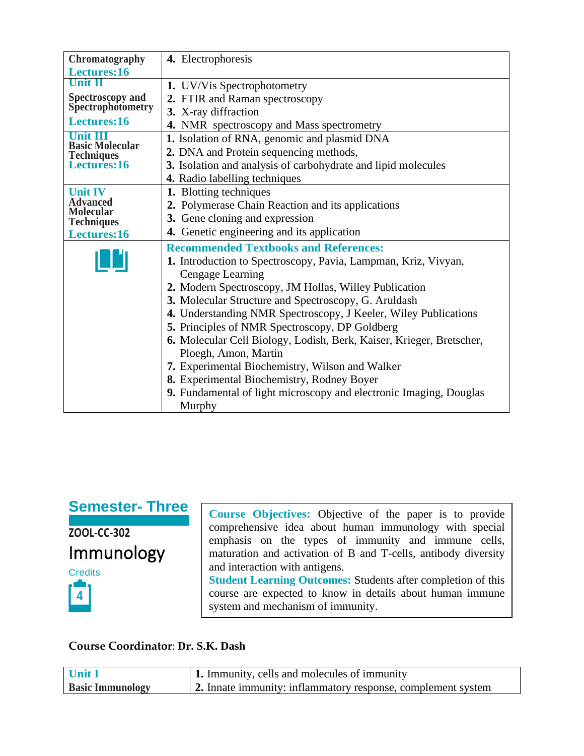| | |
|---|---|
| **Chromatography** **Lectures:16** | **4.** Electrophoresis |
| **Unit II** **Spectroscopy and Spectrophotometry** **Lectures:16** | **1.** UV/Vis Spectrophotometry<br>**2.** FTIR and Raman spectroscopy<br>**3.** X-ray diffraction<br>**4.** NMR spectroscopy and Mass spectrometry |
| **Unit III** **Basic Molecular Techniques** **Lectures:16** | **1.** Isolation of RNA, genomic and plasmid DNA<br>**2.** DNA and Protein sequencing methods,<br>**3.** Isolation and analysis of carbohydrate and lipid molecules<br>**4.** Radio labelling techniques |
| **Unit IV** **Advanced Molecular Techniques** **Lectures:16** | **1.** Blotting techniques<br>**2.** Polymerase Chain Reaction and its applications<br>**3.** Gene cloning and expression<br>**4.** Genetic engineering and its application |
| | **Recommended Textbooks and References:**<br>**1.** Introduction to Spectroscopy, Pavia, Lampman, Kriz, Vivyan, Cengage Learning<br>**2.** Modern Spectroscopy, JM Hollas, Willey Publication<br>**3.** Molecular Structure and Spectroscopy, G. Aruldash<br>**4.** Understanding NMR Spectroscopy, J Keeler, Wiley Publications<br>**5.** Principles of NMR Spectroscopy, DP Goldberg<br>**6.** Molecular Cell Biology, Lodish, Berk, Kaiser, Krieger, Bretscher, Ploegh, Amon, Martin<br>**7.** Experimental Biochemistry, Wilson and Walker<br>**8.** Experimental Biochemistry, Rodney Boyer<br>**9.** Fundamental of light microscopy and electronic Imaging, Douglas Murphy |

## Semester- Three

**ZOOL-CC-302**

## Immunology

Credits 4

**Course Objectives:** Objective of the paper is to provide comprehensive idea about human immunology with special emphasis on the types of immunity and immune cells, maturation and activation of B and T-cells, antibody diversity and interaction with antigens.

**Student Learning Outcomes:** Students after completion of this course are expected to know in details about human immune system and mechanism of immunity.

**Course Coordinator**: **Dr. S.K. Dash**

| | |
|---|---|
| **Unit I** **Basic Immunology** | **1.** Immunity, cells and molecules of immunity<br>**2.** Innate immunity: inflammatory response, complement system |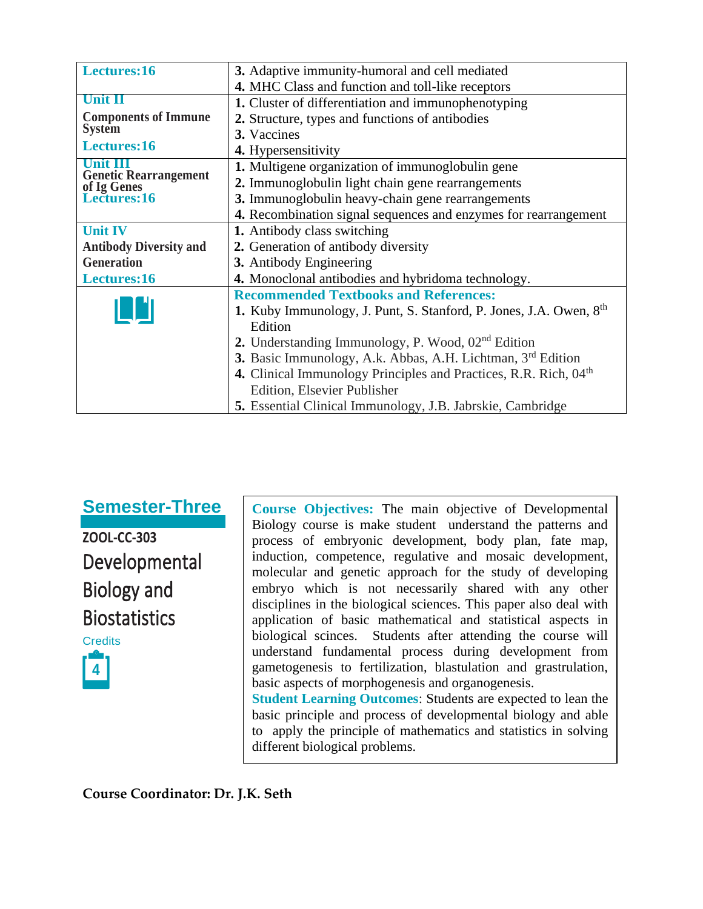| | |
|---|---|
| **Lectures:16** | **3.** Adaptive immunity-humoral and cell mediated<br>**4.** MHC Class and function and toll-like receptors |
| **Unit II**<br>**Components of Immune System**<br>**Lectures:16** | **1.** Cluster of differentiation and immunophenotyping<br>**2.** Structure, types and functions of antibodies<br>**3.** Vaccines<br>**4.** Hypersensitivity |
| **Unit III**<br>**Genetic Rearrangement of Ig Genes**<br>**Lectures:16** | **1.** Multigene organization of immunoglobulin gene<br>**2.** Immunoglobulin light chain gene rearrangements<br>**3.** Immunoglobulin heavy-chain gene rearrangements<br>**4.** Recombination signal sequences and enzymes for rearrangement |
| **Unit IV**<br>**Antibody Diversity and Generation**<br>**Lectures:16** | **1.** Antibody class switching<br>**2.** Generation of antibody diversity<br>**3.** Antibody Engineering<br>**4.** Monoclonal antibodies and hybridoma technology. |
| | **Recommended Textbooks and References:**<br>**1.** Kuby Immunology, J. Punt, S. Stanford, P. Jones, J.A. Owen, 8th Edition<br>**2.** Understanding Immunology, P. Wood, 02nd Edition<br>**3.** Basic Immunology, A.k. Abbas, A.H. Lichtman, 3rd Edition<br>**4.** Clinical Immunology Principles and Practices, R.R. Rich, 04th Edition, Elsevier Publisher<br>**5.** Essential Clinical Immunology, J.B. Jabrskie, Cambridge |

## Semester-Three

**ZOOL-CC-303**

### Developmental Biology and Biostatistics

Credits

4

**Course Objectives:** The main objective of Developmental Biology course is make student understand the patterns and process of embryonic development, body plan, fate map, induction, competence, regulative and mosaic development, molecular and genetic approach for the study of developing embryo which is not necessarily shared with any other disciplines in the biological sciences. This paper also deal with application of basic mathematical and statistical aspects in biological scinces. Students after attending the course will understand fundamental process during development from gametogenesis to fertilization, blastulation and grastrulation, basic aspects of morphogenesis and organogenesis.

**Student Learning Outcomes**: Students are expected to lean the basic principle and process of developmental biology and able to apply the principle of mathematics and statistics in solving different biological problems.

**Course Coordinator: Dr. J.K. Seth**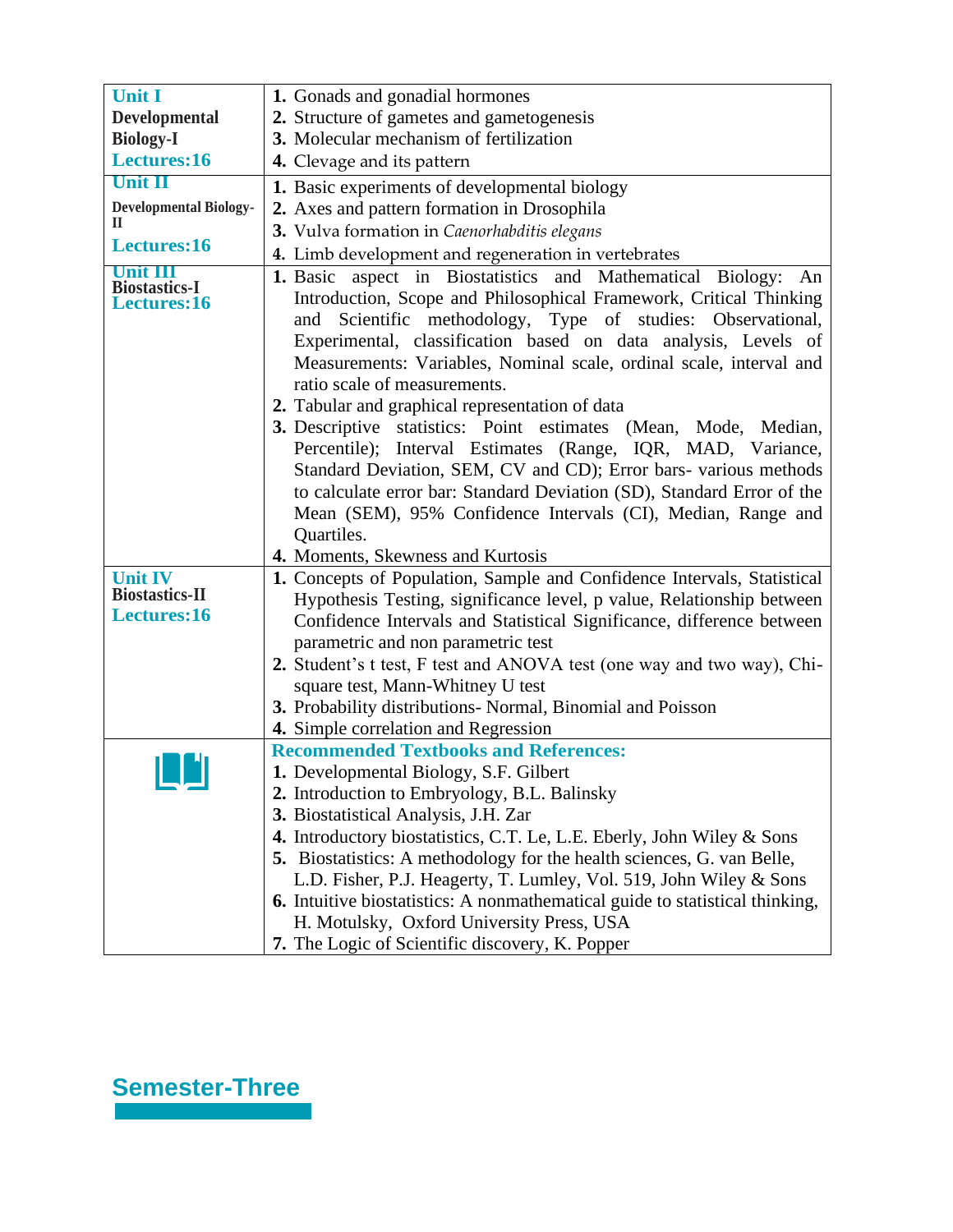| Unit | Content |
| --- | --- |
| **Unit I** **Developmental Biology-I** **Lectures:16** | **1.** Gonads and gonadial hormones<br>**2.** Structure of gametes and gametogenesis<br>**3.** Molecular mechanism of fertilization<br>**4.** Clevage and its pattern |
| **Unit II** **Developmental Biology-II** **Lectures:16** | **1.** Basic experiments of developmental biology<br>**2.** Axes and pattern formation in Drosophila<br>**3.** Vulva formation in *Caenorhabditis elegans*<br>**4.** Limb development and regeneration in vertebrates |
| **Unit III** **Biostastics-I** **Lectures:16** | **1.** Basic aspect in Biostatistics and Mathematical Biology: An Introduction, Scope and Philosophical Framework, Critical Thinking and Scientific methodology, Type of studies: Observational, Experimental, classification based on data analysis, Levels of Measurements: Variables, Nominal scale, ordinal scale, interval and ratio scale of measurements.<br>**2.** Tabular and graphical representation of data<br>**3.** Descriptive statistics: Point estimates (Mean, Mode, Median, Percentile); Interval Estimates (Range, IQR, MAD, Variance, Standard Deviation, SEM, CV and CD); Error bars- various methods to calculate error bar: Standard Deviation (SD), Standard Error of the Mean (SEM), 95% Confidence Intervals (CI), Median, Range and Quartiles.<br>**4.** Moments, Skewness and Kurtosis |
| **Unit IV** **Biostastics-II** **Lectures:16** | **1.** Concepts of Population, Sample and Confidence Intervals, Statistical Hypothesis Testing, significance level, p value, Relationship between Confidence Intervals and Statistical Significance, difference between parametric and non parametric test<br>**2.** Student's t test, F test and ANOVA test (one way and two way), Chi-square test, Mann-Whitney U test<br>**3.** Probability distributions- Normal, Binomial and Poisson<br>**4.** Simple correlation and Regression |
| | **Recommended Textbooks and References:**<br>**1.** Developmental Biology, S.F. Gilbert<br>**2.** Introduction to Embryology, B.L. Balinsky<br>**3.** Biostatistical Analysis, J.H. Zar<br>**4.** Introductory biostatistics, C.T. Le, L.E. Eberly, John Wiley & Sons<br>**5.** Biostatistics: A methodology for the health sciences, G. van Belle, L.D. Fisher, P.J. Heagerty, T. Lumley, Vol. 519, John Wiley & Sons<br>**6.** Intuitive biostatistics: A nonmathematical guide to statistical thinking, H. Motulsky, Oxford University Press, USA<br>**7.** The Logic of Scientific discovery, K. Popper |

## Semester-Three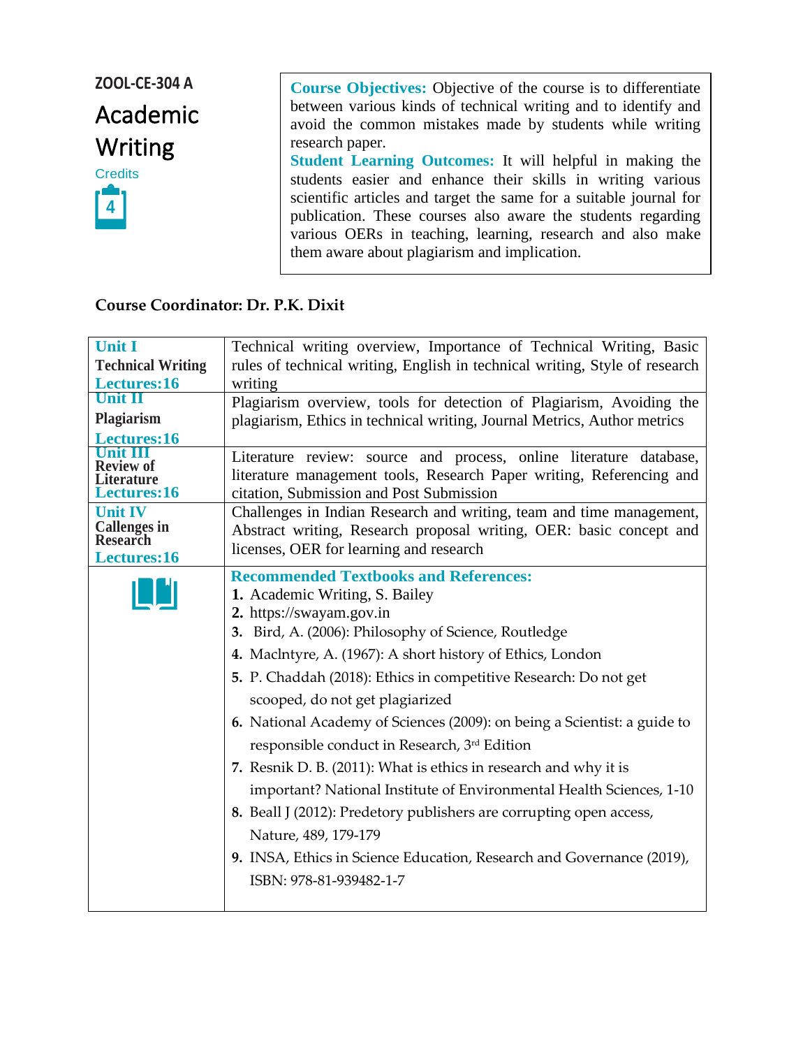ZOOL-CE-304 A

# Academic Writing

Credits

4

**Course Objectives:** Objective of the course is to differentiate between various kinds of technical writing and to identify and avoid the common mistakes made by students while writing research paper.

**Student Learning Outcomes:** It will helpful in making the students easier and enhance their skills in writing various scientific articles and target the same for a suitable journal for publication. These courses also aware the students regarding various OERs in teaching, learning, research and also make them aware about plagiarism and implication.

**Course Coordinator: Dr. P.K. Dixit**

| Unit | Content |
|---|---|
| **Unit I** **Technical Writing** **Lectures:16** | Technical writing overview, Importance of Technical Writing, Basic rules of technical writing, English in technical writing, Style of research writing |
| **Unit II** **Plagiarism** **Lectures:16** | Plagiarism overview, tools for detection of Plagiarism, Avoiding the plagiarism, Ethics in technical writing, Journal Metrics, Author metrics |
| **Unit III** **Review of Literature** **Lectures:16** | Literature review: source and process, online literature database, literature management tools, Research Paper writing, Referencing and citation, Submission and Post Submission |
| **Unit IV** **Callenges in Research** **Lectures:16** | Challenges in Indian Research and writing, team and time management, Abstract writing, Research proposal writing, OER: basic concept and licenses, OER for learning and research |

**Recommended Textbooks and References:**

1. Academic Writing, S. Bailey
2. https://swayam.gov.in
3. Bird, A. (2006): Philosophy of Science, Routledge
4. Maclntyre, A. (1967): A short history of Ethics, London
5. P. Chaddah (2018): Ethics in competitive Research: Do not get scooped, do not get plagiarized
6. National Academy of Sciences (2009): on being a Scientist: a guide to responsible conduct in Research, 3rd Edition
7. Resnik D. B. (2011): What is ethics in research and why it is important? National Institute of Environmental Health Sciences, 1-10
8. Beall J (2012): Predetory publishers are corrupting open access, Nature, 489, 179-179
9. INSA, Ethics in Science Education, Research and Governance (2019), ISBN: 978-81-939482-1-7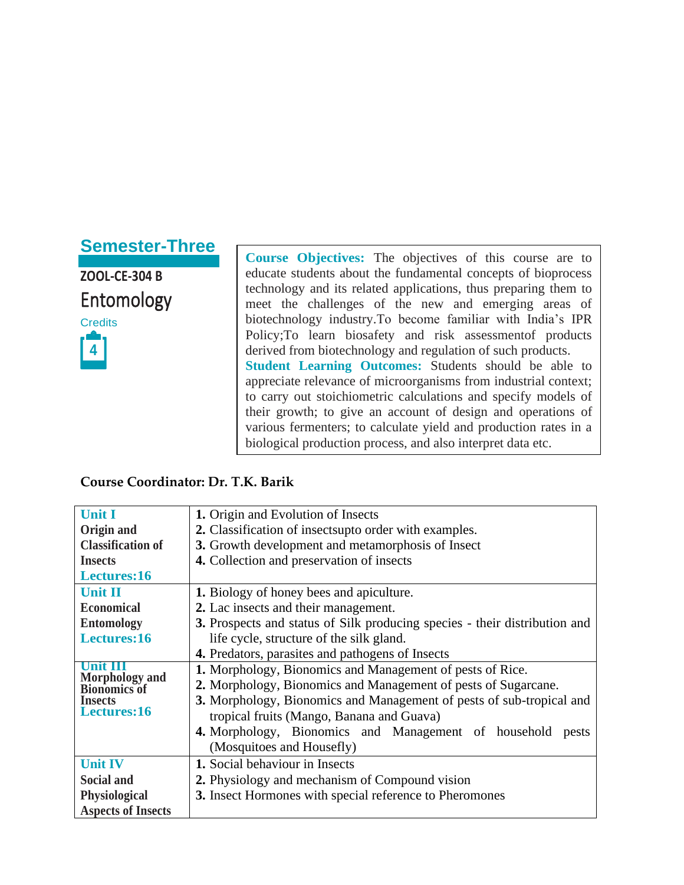## Semester-Three

**ZOOL-CE-304 B**

# Entomology

Credits

4

**Course Objectives:** The objectives of this course are to educate students about the fundamental concepts of bioprocess technology and its related applications, thus preparing them to meet the challenges of the new and emerging areas of biotechnology industry.To become familiar with India's IPR Policy;To learn biosafety and risk assessmentof products derived from biotechnology and regulation of such products.

**Student Learning Outcomes:** Students should be able to appreciate relevance of microorganisms from industrial context; to carry out stoichiometric calculations and specify models of their growth; to give an account of design and operations of various fermenters; to calculate yield and production rates in a biological production process, and also interpret data etc.

**Course Coordinator: Dr. T.K. Barik**

| Unit | Contents |
|---|---|
| **Unit I**<br>**Origin and Classification of Insects**<br>**Lectures:16** | **1.** Origin and Evolution of Insects<br>**2.** Classification of insectsupto order with examples.<br>**3.** Growth development and metamorphosis of Insect<br>**4.** Collection and preservation of insects |
| **Unit II**<br>**Economical Entomology**<br>**Lectures:16** | **1.** Biology of honey bees and apiculture.<br>**2.** Lac insects and their management.<br>**3.** Prospects and status of Silk producing species - their distribution and life cycle, structure of the silk gland.<br>**4.** Predators, parasites and pathogens of Insects |
| **Unit III**<br>**Morphology and Bionomics of Insects**<br>**Lectures:16** | **1.** Morphology, Bionomics and Management of pests of Rice.<br>**2.** Morphology, Bionomics and Management of pests of Sugarcane.<br>**3.** Morphology, Bionomics and Management of pests of sub-tropical and tropical fruits (Mango, Banana and Guava)<br>**4.** Morphology, Bionomics and Management of household pests (Mosquitoes and Housefly) |
| **Unit IV**<br>**Social and Physiological Aspects of Insects** | **1.** Social behaviour in Insects<br>**2.** Physiology and mechanism of Compound vision<br>**3.** Insect Hormones with special reference to Pheromones |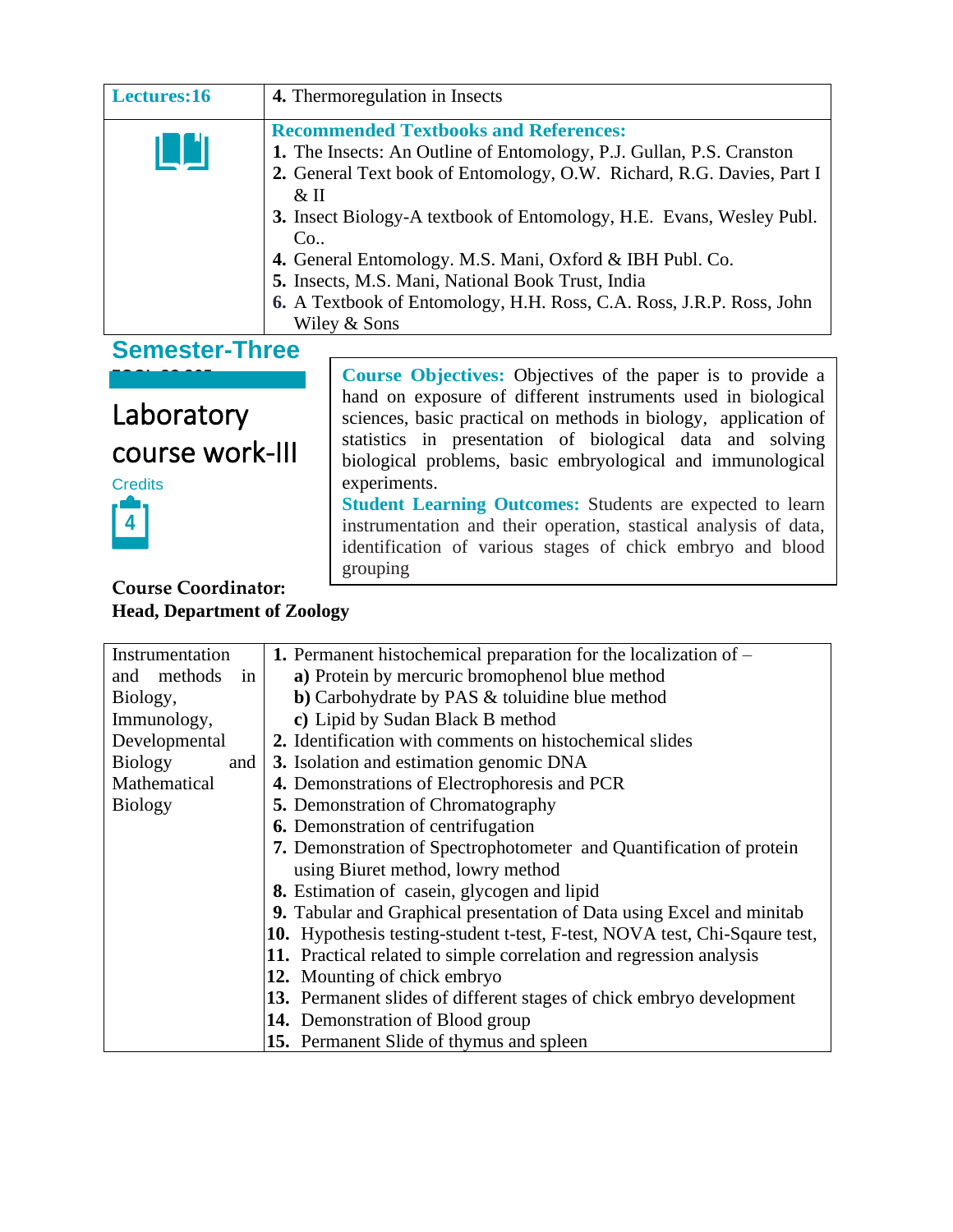| Lectures:16 | 4. Thermoregulation in Insects |
|---|---|
| | **Recommended Textbooks and References:**<br>1. The Insects: An Outline of Entomology, P.J. Gullan, P.S. Cranston<br>2. General Text book of Entomology, O.W. Richard, R.G. Davies, Part I & II<br>3. Insect Biology-A textbook of Entomology, H.E. Evans, Wesley Publ. Co..<br>4. General Entomology. M.S. Mani, Oxford & IBH Publ. Co.<br>5. Insects, M.S. Mani, National Book Trust, India<br>6. A Textbook of Entomology, H.H. Ross, C.A. Ross, J.R.P. Ross, John Wiley & Sons |

## Semester-Three

# Laboratory course work-III

Credits

4

**Course Objectives:** Objectives of the paper is to provide a hand on exposure of different instruments used in biological sciences, basic practical on methods in biology, application of statistics in presentation of biological data and solving biological problems, basic embryological and immunological experiments.

**Student Learning Outcomes:** Students are expected to learn instrumentation and their operation, stastical analysis of data, identification of various stages of chick embryo and blood grouping

**Course Coordinator:**
**Head, Department of Zoology**

| Instrumentation and methods in Biology, Immunology, Developmental Biology and Mathematical Biology | **1.** Permanent histochemical preparation for the localization of –<br>**a)** Protein by mercuric bromophenol blue method<br>**b)** Carbohydrate by PAS & toluidine blue method<br>**c)** Lipid by Sudan Black B method<br>**2.** Identification with comments on histochemical slides<br>**3.** Isolation and estimation genomic DNA<br>**4.** Demonstrations of Electrophoresis and PCR<br>**5.** Demonstration of Chromatography<br>**6.** Demonstration of centrifugation<br>**7.** Demonstration of Spectrophotometer and Quantification of protein using Biuret method, lowry method<br>**8.** Estimation of casein, glycogen and lipid<br>**9.** Tabular and Graphical presentation of Data using Excel and minitab<br>**10.** Hypothesis testing-student t-test, F-test, NOVA test, Chi-Sqaure test,<br>**11.** Practical related to simple correlation and regression analysis<br>**12.** Mounting of chick embryo<br>**13.** Permanent slides of different stages of chick embryo development<br>**14.** Demonstration of Blood group<br>**15.** Permanent Slide of thymus and spleen |
|---|---|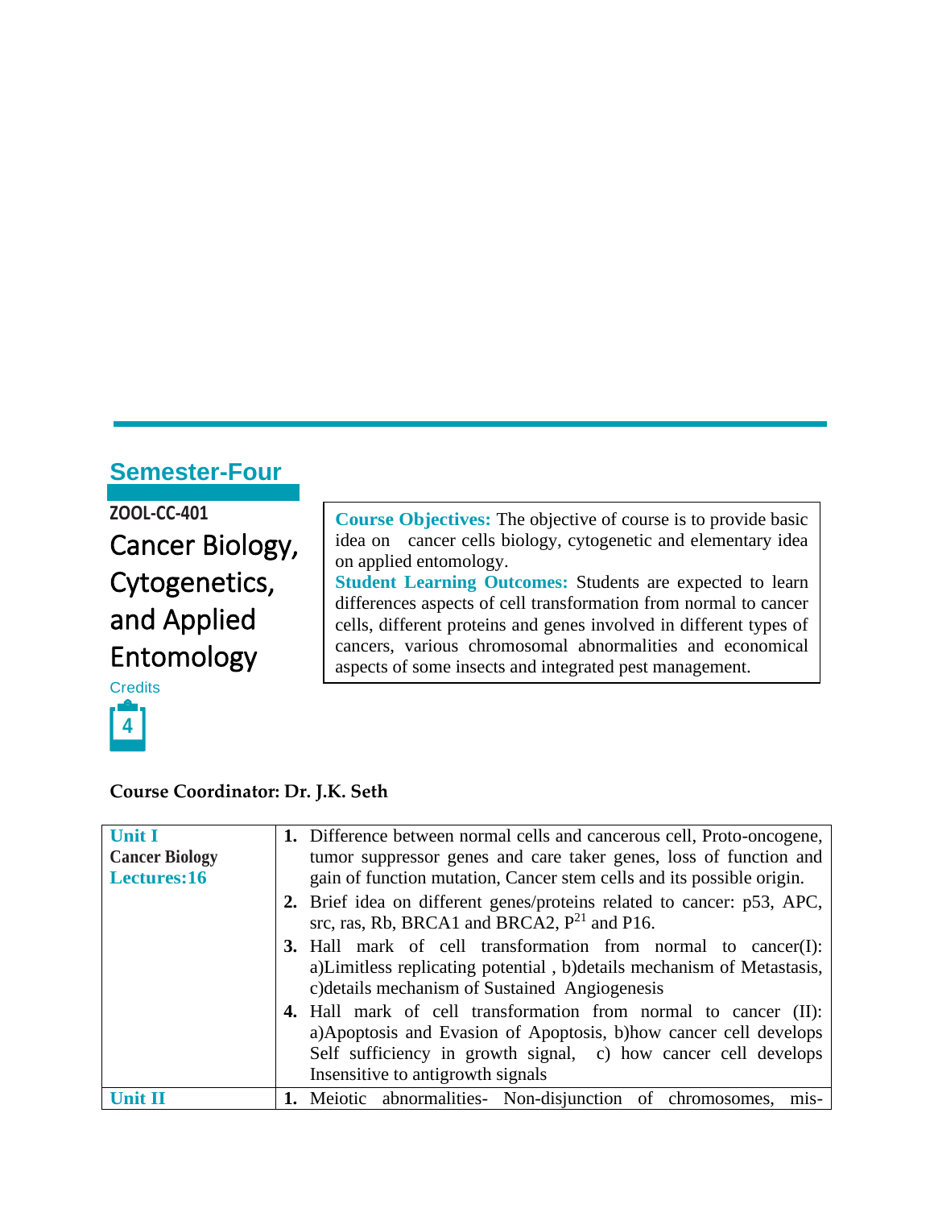## Semester-Four

**ZOOL-CC-401**

# Cancer Biology, Cytogenetics, and Applied Entomology

Credits

4

**Course Objectives:** The objective of course is to provide basic idea on cancer cells biology, cytogenetic and elementary idea on applied entomology.

**Student Learning Outcomes:** Students are expected to learn differences aspects of cell transformation from normal to cancer cells, different proteins and genes involved in different types of cancers, various chromosomal abnormalities and economical aspects of some insects and integrated pest management.

**Course Coordinator: Dr. J.K. Seth**

| | |
|---|---|
| **Unit I**<br>**Cancer Biology**<br>**Lectures:16** | **1.** Difference between normal cells and cancerous cell, Proto-oncogene, tumor suppressor genes and care taker genes, loss of function and gain of function mutation, Cancer stem cells and its possible origin.<br>**2.** Brief idea on different genes/proteins related to cancer: p53, APC, src, ras, Rb, BRCA1 and BRCA2, $P^{21}$ and P16.<br>**3.** Hall mark of cell transformation from normal to cancer(I): a)Limitless replicating potential , b)details mechanism of Metastasis, c)details mechanism of Sustained Angiogenesis<br>**4.** Hall mark of cell transformation from normal to cancer (II): a)Apoptosis and Evasion of Apoptosis, b)how cancer cell develops Self sufficiency in growth signal, c) how cancer cell develops Insensitive to antigrowth signals |
| **Unit II** | **1.** Meiotic abnormalities- Non-disjunction of chromosomes, mis- |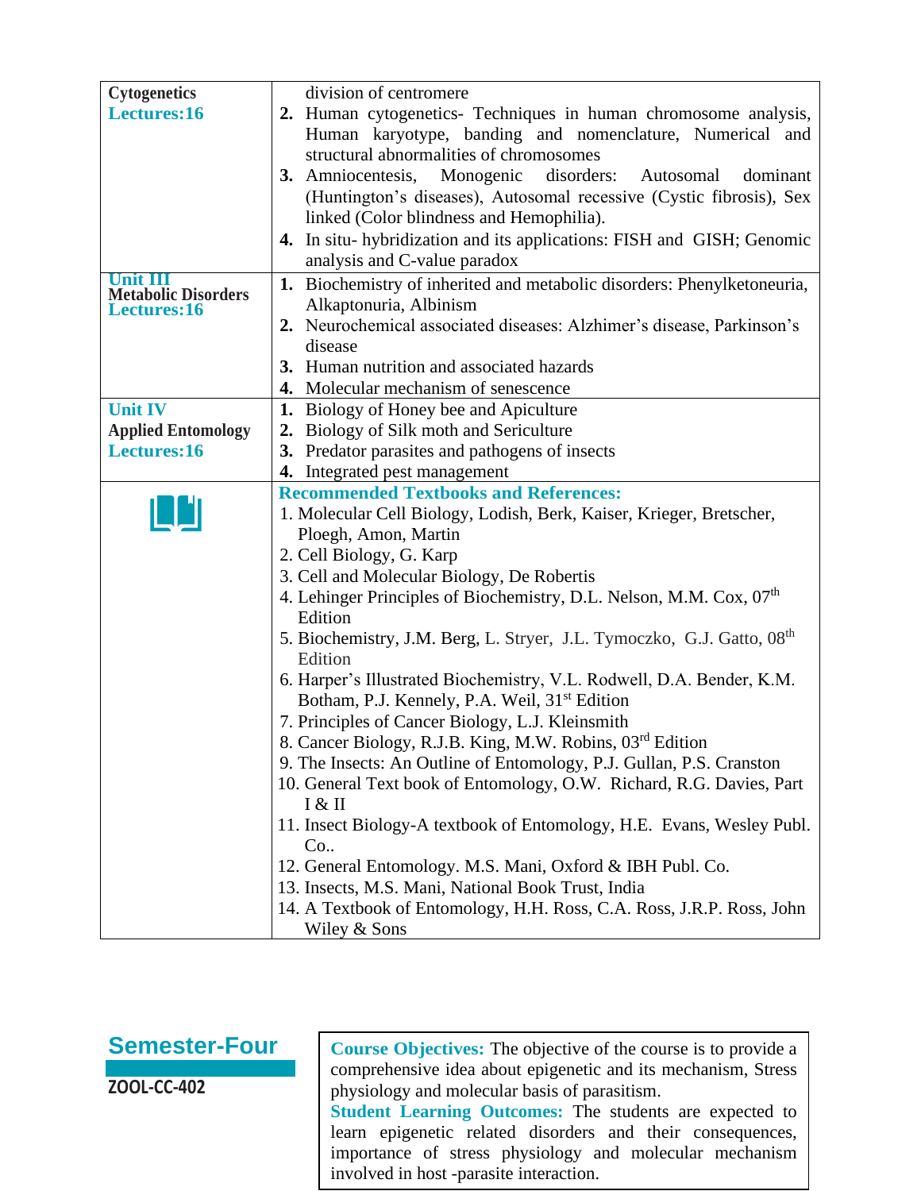| | |
|---|---|
| **Cytogenetics**<br>**Lectures:16** | division of centromere<br>**2.** Human cytogenetics- Techniques in human chromosome analysis, Human karyotype, banding and nomenclature, Numerical and structural abnormalities of chromosomes<br>**3.** Amniocentesis, Monogenic disorders: Autosomal dominant (Huntington's diseases), Autosomal recessive (Cystic fibrosis), Sex linked (Color blindness and Hemophilia).<br>**4.** In situ- hybridization and its applications: FISH and GISH; Genomic analysis and C-value paradox |
| **Unit III**<br>**Metabolic Disorders**<br>**Lectures:16** | **1.** Biochemistry of inherited and metabolic disorders: Phenylketoneuria, Alkaptonuria, Albinism<br>**2.** Neurochemical associated diseases: Alzhimer's disease, Parkinson's disease<br>**3.** Human nutrition and associated hazards<br>**4.** Molecular mechanism of senescence |
| **Unit IV**<br>**Applied Entomology**<br>**Lectures:16** | **1.** Biology of Honey bee and Apiculture<br>**2.** Biology of Silk moth and Sericulture<br>**3.** Predator parasites and pathogens of insects<br>**4.** Integrated pest management |
| | **Recommended Textbooks and References:**<br>1. Molecular Cell Biology, Lodish, Berk, Kaiser, Krieger, Bretscher, Ploegh, Amon, Martin<br>2. Cell Biology, G. Karp<br>3. Cell and Molecular Biology, De Robertis<br>4. Lehinger Principles of Biochemistry, D.L. Nelson, M.M. Cox, 07th Edition<br>5. Biochemistry, J.M. Berg, L. Stryer, J.L. Tymoczko, G.J. Gatto, 08th Edition<br>6. Harper's Illustrated Biochemistry, V.L. Rodwell, D.A. Bender, K.M. Botham, P.J. Kennely, P.A. Weil, 31st Edition<br>7. Principles of Cancer Biology, L.J. Kleinsmith<br>8. Cancer Biology, R.J.B. King, M.W. Robins, 03rd Edition<br>9. The Insects: An Outline of Entomology, P.J. Gullan, P.S. Cranston<br>10. General Text book of Entomology, O.W. Richard, R.G. Davies, Part I & II<br>11. Insect Biology-A textbook of Entomology, H.E. Evans, Wesley Publ. Co..<br>12. General Entomology. M.S. Mani, Oxford & IBH Publ. Co.<br>13. Insects, M.S. Mani, National Book Trust, India<br>14. A Textbook of Entomology, H.H. Ross, C.A. Ross, J.R.P. Ross, John Wiley & Sons |

## Semester-Four

**ZOOL-CC-402**

**Course Objectives:** The objective of the course is to provide a comprehensive idea about epigenetic and its mechanism, Stress physiology and molecular basis of parasitism.

**Student Learning Outcomes:** The students are expected to learn epigenetic related disorders and their consequences, importance of stress physiology and molecular mechanism involved in host -parasite interaction.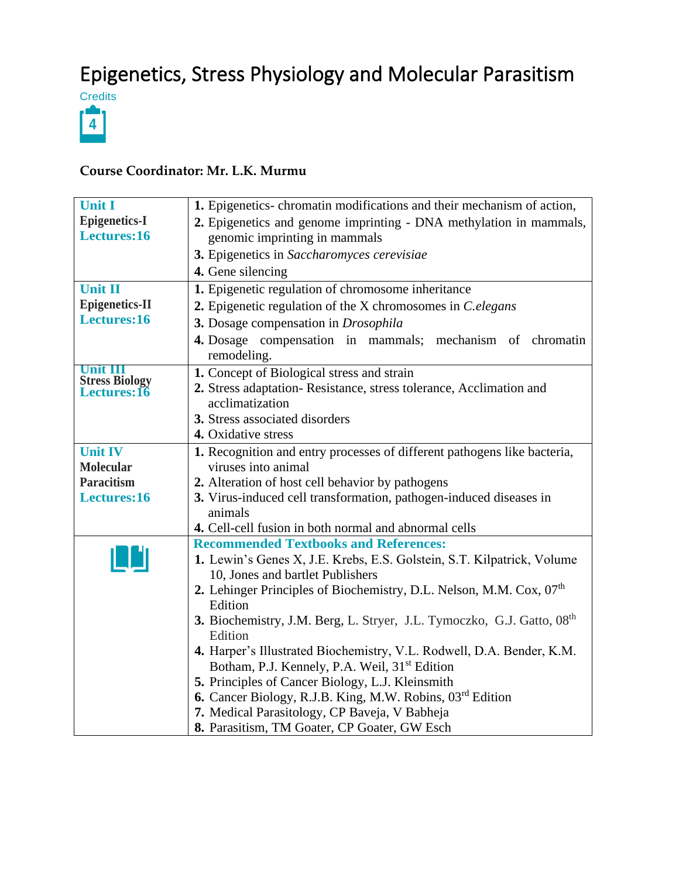# Epigenetics, Stress Physiology and Molecular Parasitism

Credits

4

**Course Coordinator: Mr. L.K. Murmu**

| | |
|---|---|
| **Unit I**<br>**Epigenetics-I**<br>**Lectures:16** | **1.** Epigenetics- chromatin modifications and their mechanism of action,<br>**2.** Epigenetics and genome imprinting - DNA methylation in mammals, genomic imprinting in mammals<br>**3.** Epigenetics in *Saccharomyces cerevisiae*<br>**4.** Gene silencing |
| **Unit II**<br>**Epigenetics-II**<br>**Lectures:16** | **1.** Epigenetic regulation of chromosome inheritance<br>**2.** Epigenetic regulation of the X chromosomes in *C.elegans*<br>**3.** Dosage compensation in *Drosophila*<br>**4.** Dosage compensation in mammals; mechanism of chromatin remodeling. |
| **Unit III**<br>**Stress Biology**<br>**Lectures:16** | **1.** Concept of Biological stress and strain<br>**2.** Stress adaptation- Resistance, stress tolerance, Acclimation and acclimatization<br>**3.** Stress associated disorders<br>**4.** Oxidative stress |
| **Unit IV**<br>**Molecular Paracitism**<br>**Lectures:16** | **1.** Recognition and entry processes of different pathogens like bacteria, viruses into animal<br>**2.** Alteration of host cell behavior by pathogens<br>**3.** Virus-induced cell transformation, pathogen-induced diseases in animals<br>**4.** Cell-cell fusion in both normal and abnormal cells |
| | **Recommended Textbooks and References:**<br>**1.** Lewin's Genes X, J.E. Krebs, E.S. Golstein, S.T. Kilpatrick, Volume 10, Jones and bartlet Publishers<br>**2.** Lehinger Principles of Biochemistry, D.L. Nelson, M.M. Cox, 07th Edition<br>**3.** Biochemistry, J.M. Berg, L. Stryer, J.L. Tymoczko, G.J. Gatto, 08th Edition<br>**4.** Harper's Illustrated Biochemistry, V.L. Rodwell, D.A. Bender, K.M. Botham, P.J. Kennely, P.A. Weil, 31st Edition<br>**5.** Principles of Cancer Biology, L.J. Kleinsmith<br>**6.** Cancer Biology, R.J.B. King, M.W. Robins, 03rd Edition<br>**7.** Medical Parasitology, CP Baveja, V Babheja<br>**8.** Parasitism, TM Goater, CP Goater, GW Esch |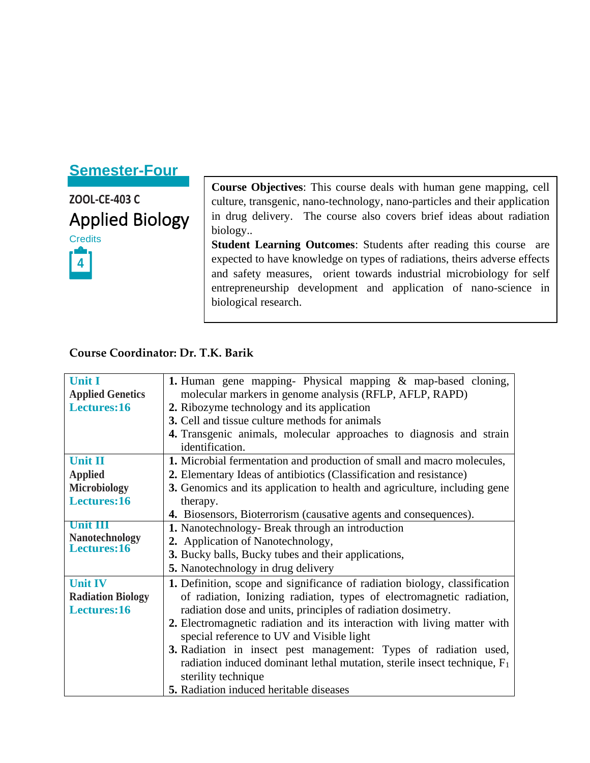## Semester-Four

**ZOOL-CE-403 C**

# Applied Biology

Credits

4

**Course Objectives**: This course deals with human gene mapping, cell culture, transgenic, nano-technology, nano-particles and their application in drug delivery. The course also covers brief ideas about radiation biology..

**Student Learning Outcomes**: Students after reading this course are expected to have knowledge on types of radiations, theirs adverse effects and safety measures, orient towards industrial microbiology for self entrepreneurship development and application of nano-science in biological research.

**Course Coordinator: Dr. T.K. Barik**

| Unit | Contents |
| --- | --- |
| **Unit I**<br>**Applied Genetics**<br>**Lectures:16** | **1.** Human gene mapping- Physical mapping & map-based cloning, molecular markers in genome analysis (RFLP, AFLP, RAPD)<br>**2.** Ribozyme technology and its application<br>**3.** Cell and tissue culture methods for animals<br>**4.** Transgenic animals, molecular approaches to diagnosis and strain identification. |
| **Unit II**<br>**Applied Microbiology**<br>**Lectures:16** | **1.** Microbial fermentation and production of small and macro molecules,<br>**2.** Elementary Ideas of antibiotics (Classification and resistance)<br>**3.** Genomics and its application to health and agriculture, including gene therapy.<br>**4.** Biosensors, Bioterrorism (causative agents and consequences). |
| **Unit III**<br>**Nanotechnology**<br>**Lectures:16** | **1.** Nanotechnology- Break through an introduction<br>**2.** Application of Nanotechnology,<br>**3.** Bucky balls, Bucky tubes and their applications,<br>**5.** Nanotechnology in drug delivery |
| **Unit IV**<br>**Radiation Biology**<br>**Lectures:16** | **1.** Definition, scope and significance of radiation biology, classification of radiation, Ionizing radiation, types of electromagnetic radiation, radiation dose and units, principles of radiation dosimetry.<br>**2.** Electromagnetic radiation and its interaction with living matter with special reference to UV and Visible light<br>**3.** Radiation in insect pest management: Types of radiation used, radiation induced dominant lethal mutation, sterile insect technique, $F_1$ sterility technique<br>**5.** Radiation induced heritable diseases |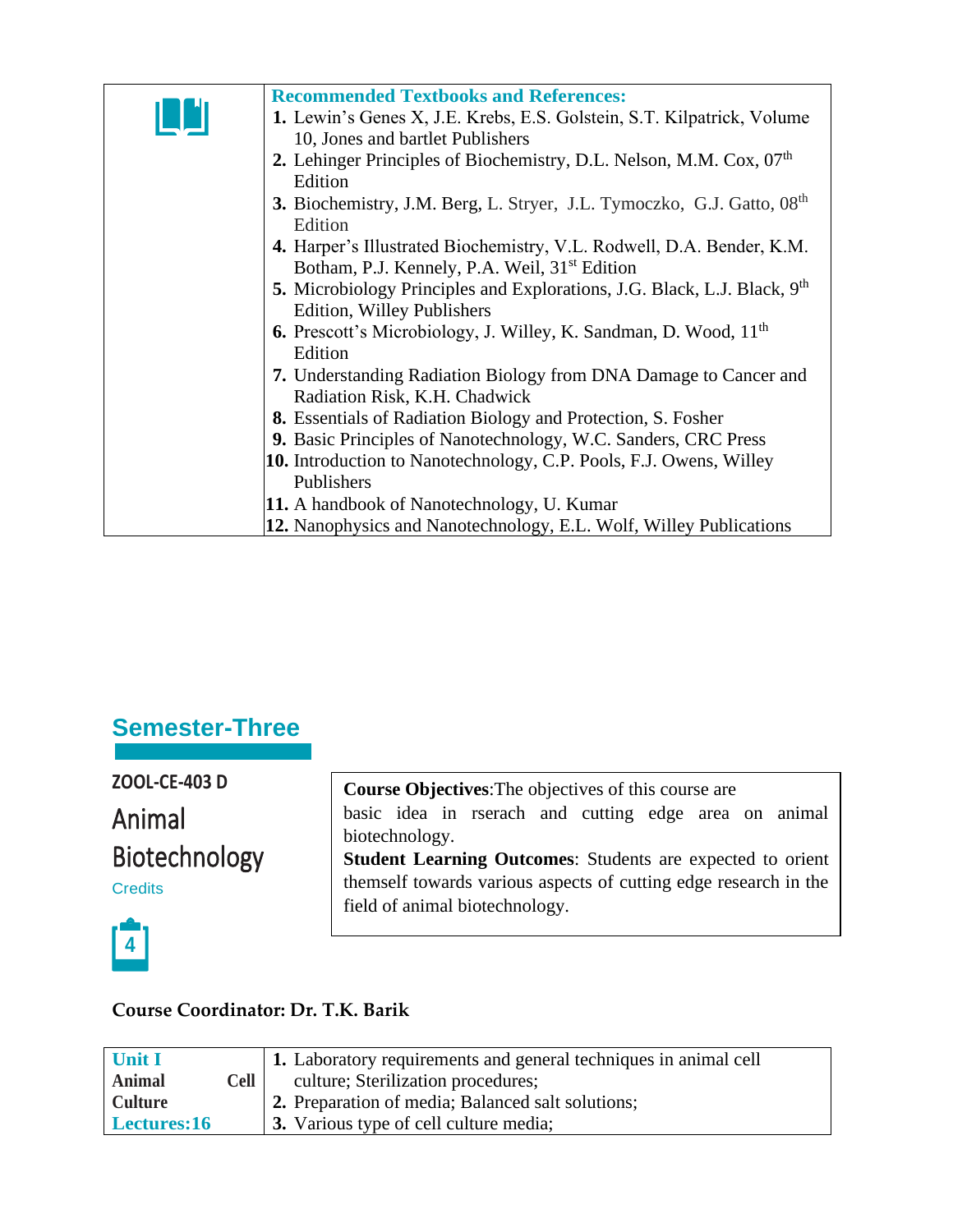| | **Recommended Textbooks and References:** |
|---|---|
| | 1. Lewin's Genes X, J.E. Krebs, E.S. Golstein, S.T. Kilpatrick, Volume 10, Jones and bartlet Publishers<br>2. Lehinger Principles of Biochemistry, D.L. Nelson, M.M. Cox, 07th Edition<br>3. Biochemistry, J.M. Berg, L. Stryer, J.L. Tymoczko, G.J. Gatto, 08th Edition<br>4. Harper's Illustrated Biochemistry, V.L. Rodwell, D.A. Bender, K.M. Botham, P.J. Kennely, P.A. Weil, 31st Edition<br>5. Microbiology Principles and Explorations, J.G. Black, L.J. Black, 9th Edition, Willey Publishers<br>6. Prescott's Microbiology, J. Willey, K. Sandman, D. Wood, 11th Edition<br>7. Understanding Radiation Biology from DNA Damage to Cancer and Radiation Risk, K.H. Chadwick<br>8. Essentials of Radiation Biology and Protection, S. Fosher<br>9. Basic Principles of Nanotechnology, W.C. Sanders, CRC Press<br>10. Introduction to Nanotechnology, C.P. Pools, F.J. Owens, Willey Publishers<br>11. A handbook of Nanotechnology, U. Kumar<br>12. Nanophysics and Nanotechnology, E.L. Wolf, Willey Publications |

## Semester-Three

**ZOOL-CE-403 D**

### Animal Biotechnology

Credits

4

**Course Objectives**:The objectives of this course are basic idea in rserach and cutting edge area on animal biotechnology.

**Student Learning Outcomes**: Students are expected to orient themself towards various aspects of cutting edge research in the field of animal biotechnology.

**Course Coordinator: Dr. T.K. Barik**

| **Unit I**<br>**Animal Cell Culture**<br>**Lectures:16** | 1. Laboratory requirements and general techniques in animal cell culture; Sterilization procedures;<br>2. Preparation of media; Balanced salt solutions;<br>3. Various type of cell culture media; |
|---|---|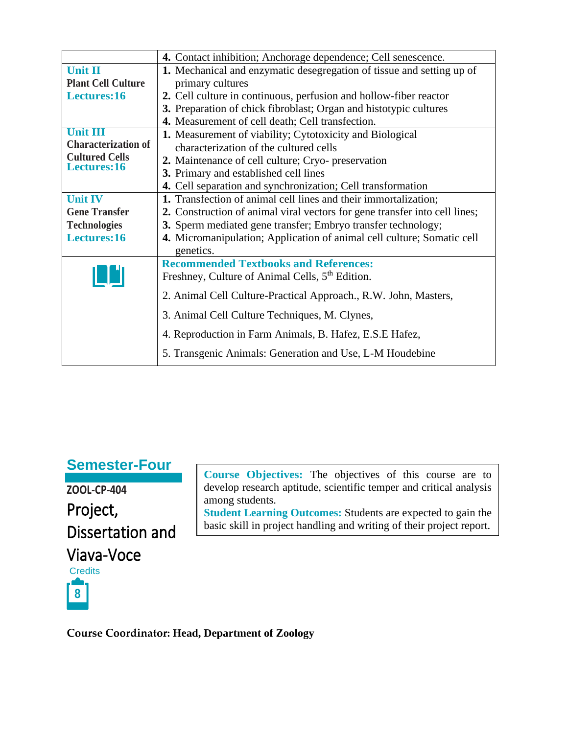| | |
|---|---|
| | **4.** Contact inhibition; Anchorage dependence; Cell senescence. |
| **Unit II**<br>**Plant Cell Culture**<br>**Lectures:16** | **1.** Mechanical and enzymatic desegregation of tissue and setting up of primary cultures<br>**2.** Cell culture in continuous, perfusion and hollow-fiber reactor<br>**3.** Preparation of chick fibroblast; Organ and histotypic cultures<br>**4.** Measurement of cell death; Cell transfection. |
| **Unit III**<br>**Characterization of Cultured Cells**<br>**Lectures:16** | **1.** Measurement of viability; Cytotoxicity and Biological characterization of the cultured cells<br>**2.** Maintenance of cell culture; Cryo- preservation<br>**3.** Primary and established cell lines<br>**4.** Cell separation and synchronization; Cell transformation |
| **Unit IV**<br>**Gene Transfer Technologies**<br>**Lectures:16** | **1.** Transfection of animal cell lines and their immortalization;<br>**2.** Construction of animal viral vectors for gene transfer into cell lines;<br>**3.** Sperm mediated gene transfer; Embryo transfer technology;<br>**4.** Micromanipulation; Application of animal cell culture; Somatic cell genetics. |
| | **Recommended Textbooks and References:**<br>Freshney, Culture of Animal Cells, 5th Edition.<br>2. Animal Cell Culture-Practical Approach., R.W. John, Masters,<br>3. Animal Cell Culture Techniques, M. Clynes,<br>4. Reproduction in Farm Animals, B. Hafez, E.S.E Hafez,<br>5. Transgenic Animals: Generation and Use, L-M Houdebine |

## Semester-Four

**ZOOL-CP-404**

# Project, Dissertation and Viava-Voce

Credits: 8

**Course Objectives:** The objectives of this course are to develop research aptitude, scientific temper and critical analysis among students.
**Student Learning Outcomes:** Students are expected to gain the basic skill in project handling and writing of their project report.

**Course Coordinator: Head, Department of Zoology**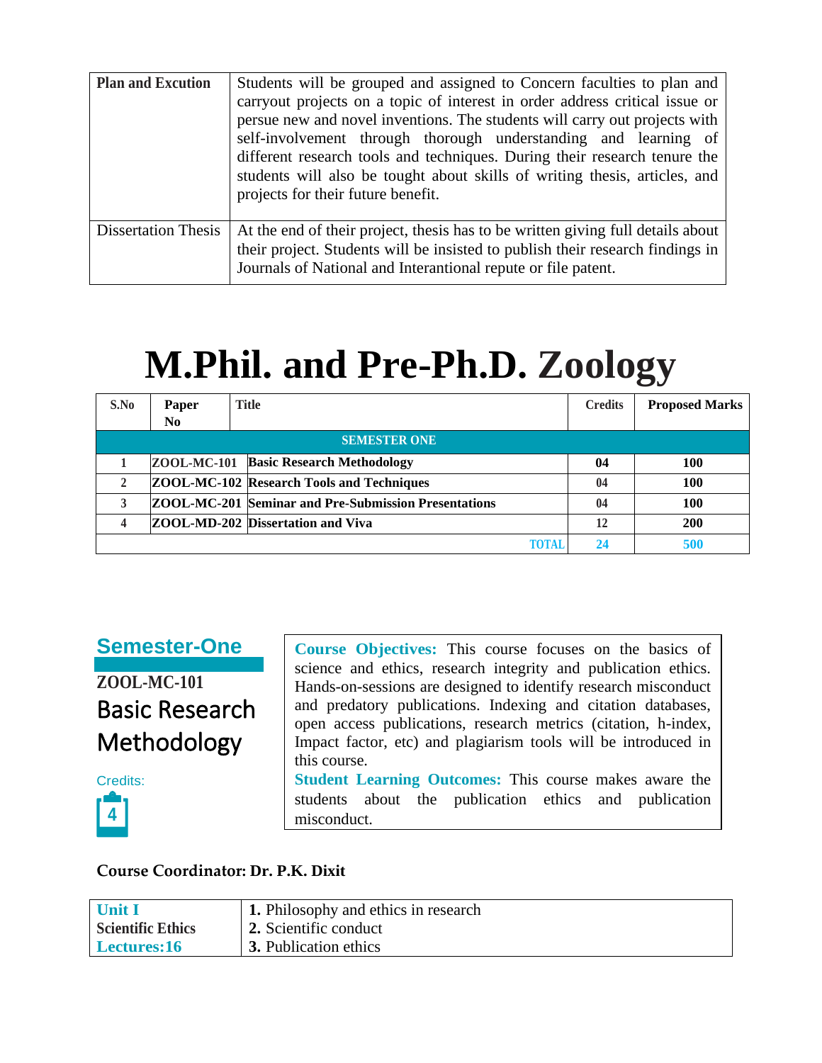| Plan and Excution | Students will be grouped and assigned to Concern faculties to plan and carryout projects on a topic of interest in order address critical issue or persue new and novel inventions. The students will carry out projects with self-involvement through thorough understanding and learning of different research tools and techniques. During their research tenure the students will also be tought about skills of writing thesis, articles, and projects for their future benefit. |
|---|---|
| Dissertation Thesis | At the end of their project, thesis has to be written giving full details about their project. Students will be insisted to publish their research findings in Journals of National and Interantional repute or file patent. |

# M.Phil. and Pre-Ph.D. Zoology

| S.No | Paper No | Title | Credits | Proposed Marks |
|---|---|---|---|---|
| **SEMESTER ONE** | | | | |
| 1 | ZOOL-MC-101 | Basic Research Methodology | 04 | 100 |
| 2 | ZOOL-MC-102 | Research Tools and Techniques | 04 | 100 |
| 3 | ZOOL-MC-201 | Seminar and Pre-Submission Presentations | 04 | 100 |
| 4 | ZOOL-MD-202 | Dissertation and Viva | 12 | 200 |
| | | TOTAL | 24 | 500 |

## Semester-One

**ZOOL-MC-101**

### Basic Research Methodology

Credits: 4

**Course Objectives:** This course focuses on the basics of science and ethics, research integrity and publication ethics. Hands-on-sessions are designed to identify research misconduct and predatory publications. Indexing and citation databases, open access publications, research metrics (citation, h-index, Impact factor, etc) and plagiarism tools will be introduced in this course.

**Student Learning Outcomes:** This course makes aware the students about the publication ethics and publication misconduct.

**Course Coordinator: Dr. P.K. Dixit**

| Unit I<br>Scientific Ethics<br>Lectures:16 | **1.** Philosophy and ethics in research<br>**2.** Scientific conduct<br>**3.** Publication ethics |
|---|---|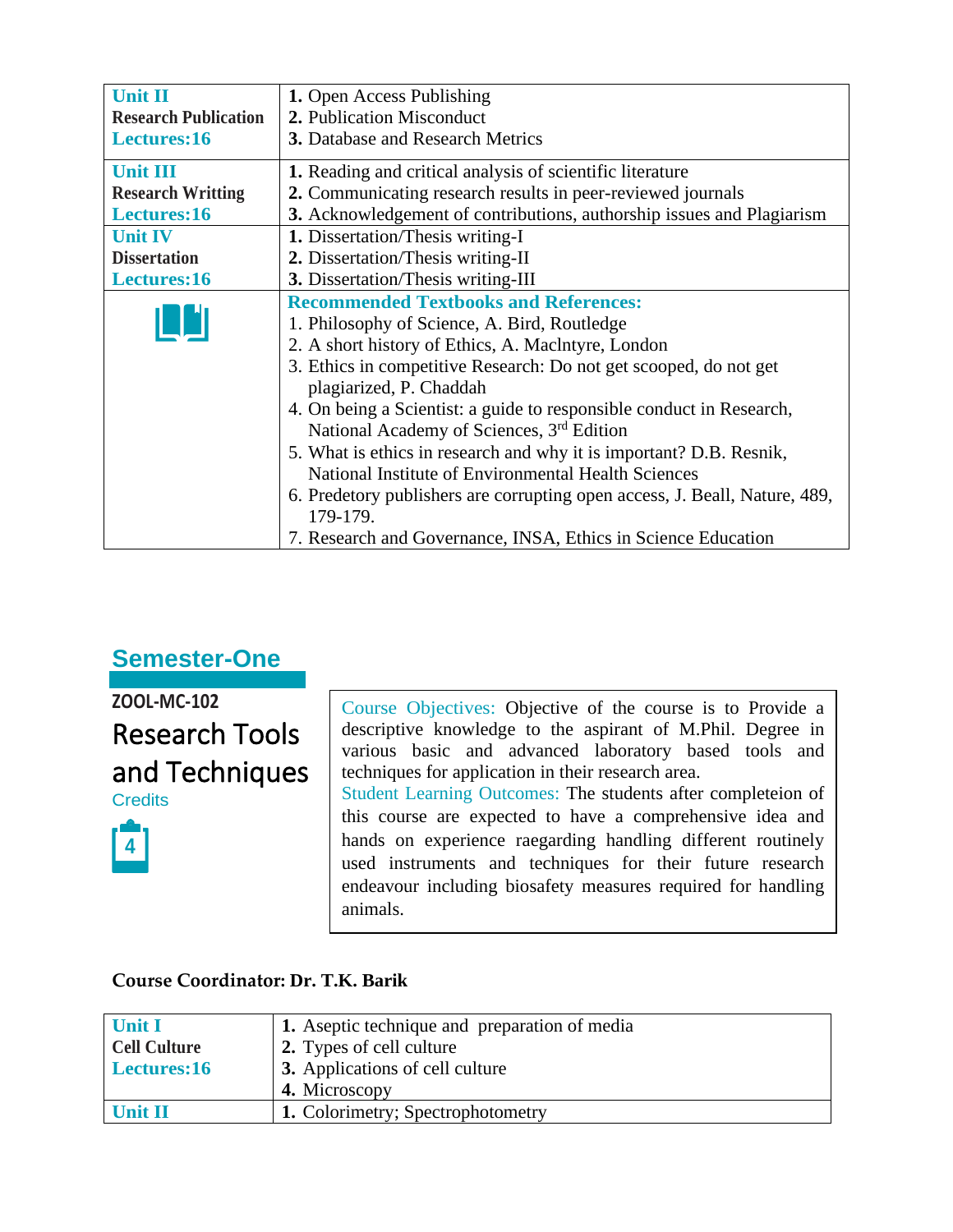| Unit II<br>**Research Publication**<br>Lectures:16 | **1.** Open Access Publishing<br>**2.** Publication Misconduct<br>**3.** Database and Research Metrics |
|---|---|
| Unit III<br>**Research Writting**<br>Lectures:16 | **1.** Reading and critical analysis of scientific literature<br>**2.** Communicating research results in peer-reviewed journals<br>**3.** Acknowledgement of contributions, authorship issues and Plagiarism |
| Unit IV<br>**Dissertation**<br>Lectures:16 | **1.** Dissertation/Thesis writing-I<br>**2.** Dissertation/Thesis writing-II<br>**3.** Dissertation/Thesis writing-III |
| | **Recommended Textbooks and References:**<br>1. Philosophy of Science, A. Bird, Routledge<br>2. A short history of Ethics, A. Maclntyre, London<br>3. Ethics in competitive Research: Do not get scooped, do not get plagiarized, P. Chaddah<br>4. On being a Scientist: a guide to responsible conduct in Research, National Academy of Sciences, 3rd Edition<br>5. What is ethics in research and why it is important? D.B. Resnik, National Institute of Environmental Health Sciences<br>6. Predetory publishers are corrupting open access, J. Beall, Nature, 489, 179-179.<br>7. Research and Governance, INSA, Ethics in Science Education |

## Semester-One

**ZOOL-MC-102**

# Research Tools and Techniques

Credits

4

Course Objectives: Objective of the course is to Provide a descriptive knowledge to the aspirant of M.Phil. Degree in various basic and advanced laboratory based tools and techniques for application in their research area.

Student Learning Outcomes: The students after completeion of this course are expected to have a comprehensive idea and hands on experience raegarding handling different routinely used instruments and techniques for their future research endeavour including biosafety measures required for handling animals.

**Course Coordinator: Dr. T.K. Barik**

| Unit I<br>**Cell Culture**<br>Lectures:16 | **1.** Aseptic technique and preparation of media<br>**2.** Types of cell culture<br>**3.** Applications of cell culture<br>**4.** Microscopy |
|---|---|
| Unit II | **1.** Colorimetry; Spectrophotometry |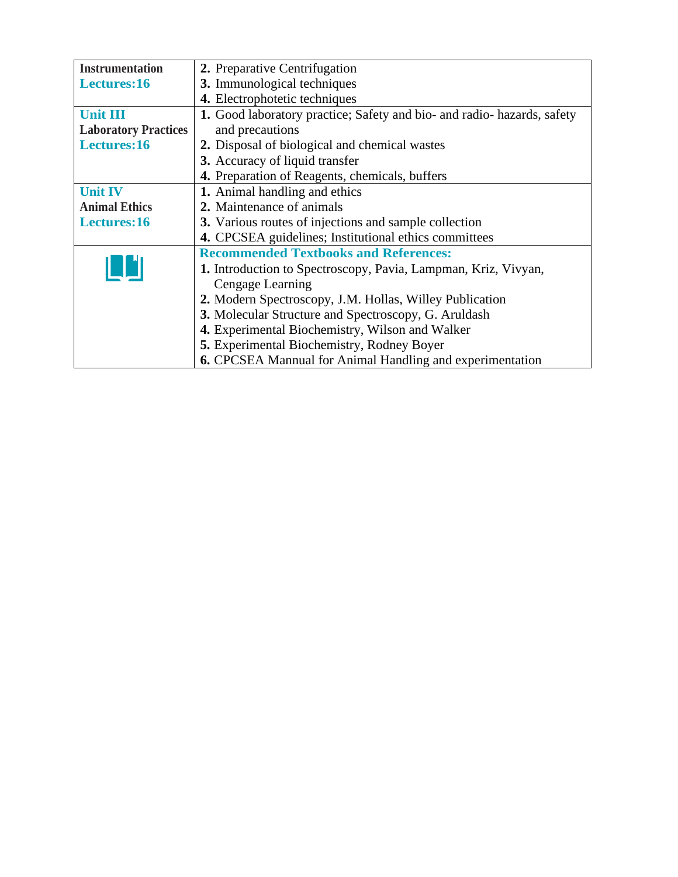| | |
|---|---|
| **Instrumentation**<br>**Lectures:16** | **2.** Preparative Centrifugation<br>**3.** Immunological techniques<br>**4.** Electrophotetic techniques |
| **Unit III**<br>**Laboratory Practices**<br>**Lectures:16** | **1.** Good laboratory practice; Safety and bio- and radio- hazards, safety and precautions<br>**2.** Disposal of biological and chemical wastes<br>**3.** Accuracy of liquid transfer<br>**4.** Preparation of Reagents, chemicals, buffers |
| **Unit IV**<br>**Animal Ethics**<br>**Lectures:16** | **1.** Animal handling and ethics<br>**2.** Maintenance of animals<br>**3.** Various routes of injections and sample collection<br>**4.** CPCSEA guidelines; Institutional ethics committees |
| | **Recommended Textbooks and References:**<br>**1.** Introduction to Spectroscopy, Pavia, Lampman, Kriz, Vivyan, Cengage Learning<br>**2.** Modern Spectroscopy, J.M. Hollas, Willey Publication<br>**3.** Molecular Structure and Spectroscopy, G. Aruldash<br>**4.** Experimental Biochemistry, Wilson and Walker<br>**5.** Experimental Biochemistry, Rodney Boyer<br>**6.** CPCSEA Mannual for Animal Handling and experimentation |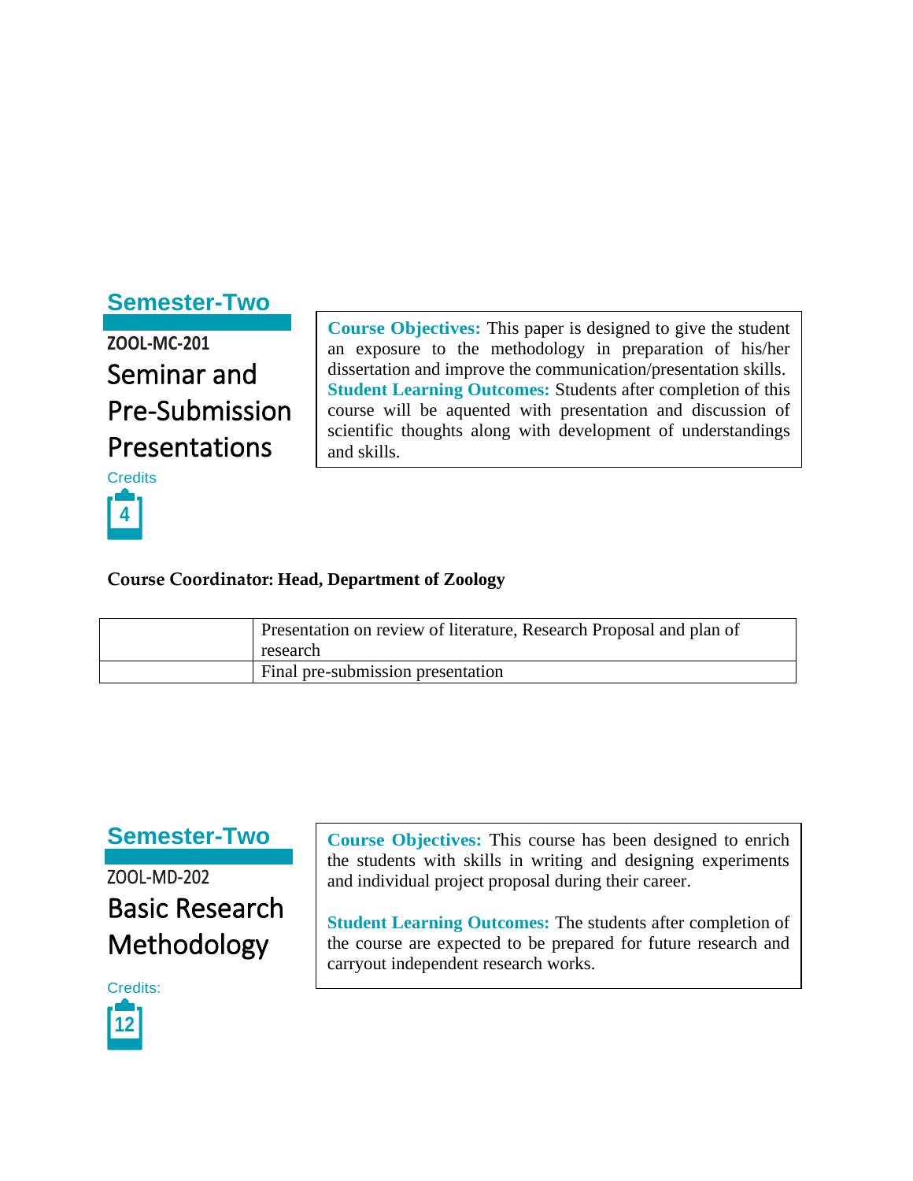## Semester-Two

**ZOOL-MC-201**

# Seminar and Pre-Submission Presentations

Credits

4

**Course Objectives:** This paper is designed to give the student an exposure to the methodology in preparation of his/her dissertation and improve the communication/presentation skills.
**Student Learning Outcomes:** Students after completion of this course will be aquented with presentation and discussion of scientific thoughts along with development of understandings and skills.

**Course Coordinator: Head, Department of Zoology**

| | |
|---|---|
| | Presentation on review of literature, Research Proposal and plan of research |
| | Final pre-submission presentation |

## Semester-Two

ZOOL-MD-202

# Basic Research Methodology

Credits:

12

**Course Objectives:** This course has been designed to enrich the students with skills in writing and designing experiments and individual project proposal during their career.

**Student Learning Outcomes:** The students after completion of the course are expected to be prepared for future research and carryout independent research works.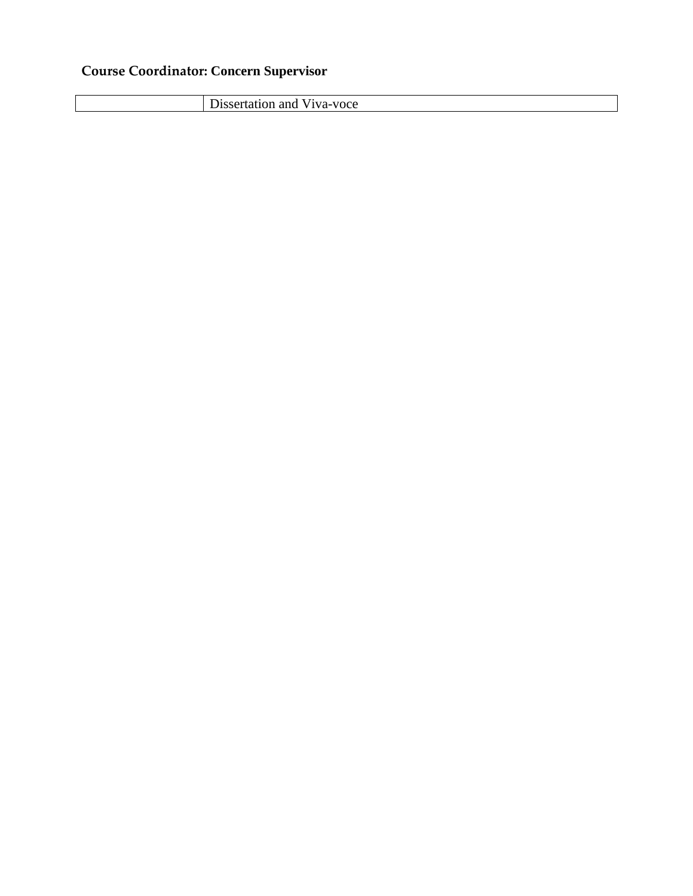**Course Coordinator: Concern Supervisor**

| | |
|---|---|
| | Dissertation and Viva-voce |